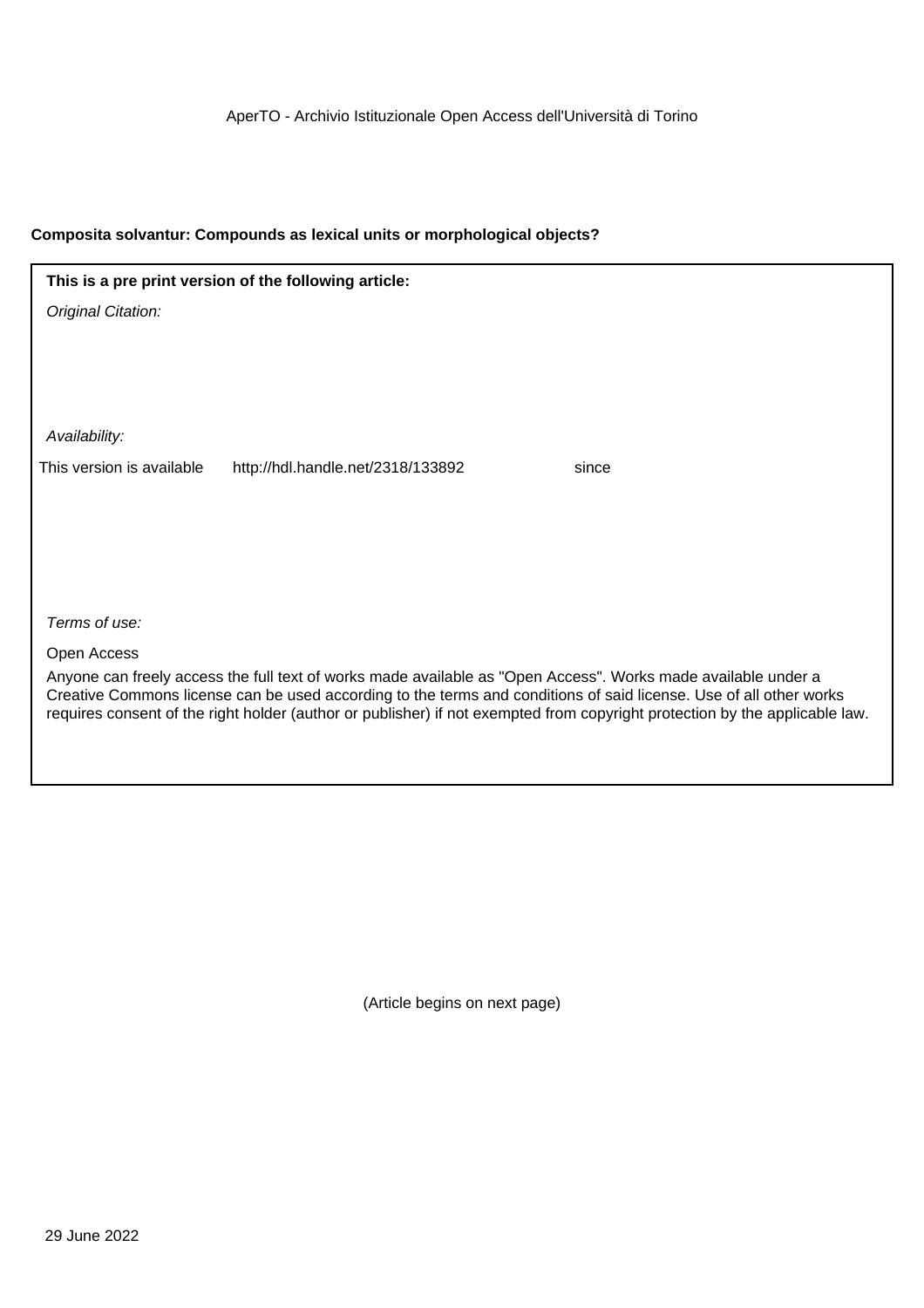AperTO - Archivio Istituzionale Open Access dell'Università di Torino

**Composita solvantur: Compounds as lexical units or morphological objects?**

**This is a pre print version of the following article:**

*Original Citation:*

*Availability:*

This version is available http://hdl.handle.net/2318/133892 since

*Terms of use:*

Open Access

Anyone can freely access the full text of works made available as "Open Access". Works made available under a Creative Commons license can be used according to the terms and conditions of said license. Use of all other works requires consent of the right holder (author or publisher) if not exempted from copyright protection by the applicable law.

(Article begins on next page)

29 June 2022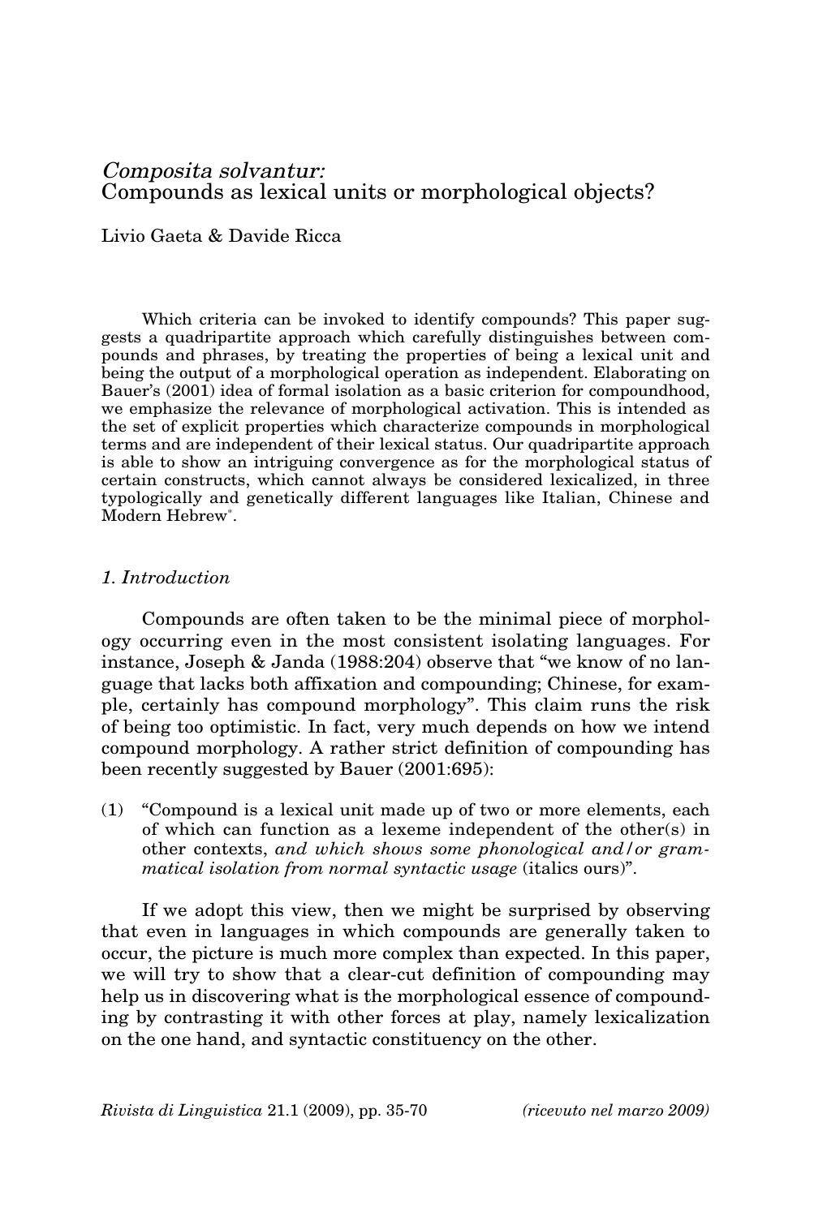# *Composita solvantur:* Compounds as lexical units or morphological objects?

Livio Gaeta & Davide Ricca

Which criteria can be invoked to identify compounds? This paper suggests a quadripartite approach which carefully distinguishes between compounds and phrases, by treating the properties of being a lexical unit and being the output of a morphological operation as independent. Elaborating on Bauer's (2001) idea of formal isolation as a basic criterion for compoundhood, we emphasize the relevance of morphological activation. This is intended as the set of explicit properties which characterize compounds in morphological terms and are independent of their lexical status. Our quadripartite approach is able to show an intriguing convergence as for the morphological status of certain constructs, which cannot always be considered lexicalized, in three typologically and genetically different languages like Italian, Chinese and Modern Hebrew*.

## *1. Introduction*

Compounds are often taken to be the minimal piece of morphology occurring even in the most consistent isolating languages. For instance, Joseph & Janda (1988:204) observe that "we know of no language that lacks both affixation and compounding; Chinese, for example, certainly has compound morphology". This claim runs the risk of being too optimistic. In fact, very much depends on how we intend compound morphology. A rather strict definition of compounding has been recently suggested by Bauer (2001:695):

(1) "Compound is a lexical unit made up of two or more elements, each of which can function as a lexeme independent of the other(s) in other contexts, *and which shows some phonological and/or grammatical isolation from normal syntactic usage* (italics ours)".

If we adopt this view, then we might be surprised by observing that even in languages in which compounds are generally taken to occur, the picture is much more complex than expected. In this paper, we will try to show that a clear-cut definition of compounding may help us in discovering what is the morphological essence of compounding by contrasting it with other forces at play, namely lexicalization on the one hand, and syntactic constituency on the other.

*(ricevuto nel marzo 2009)*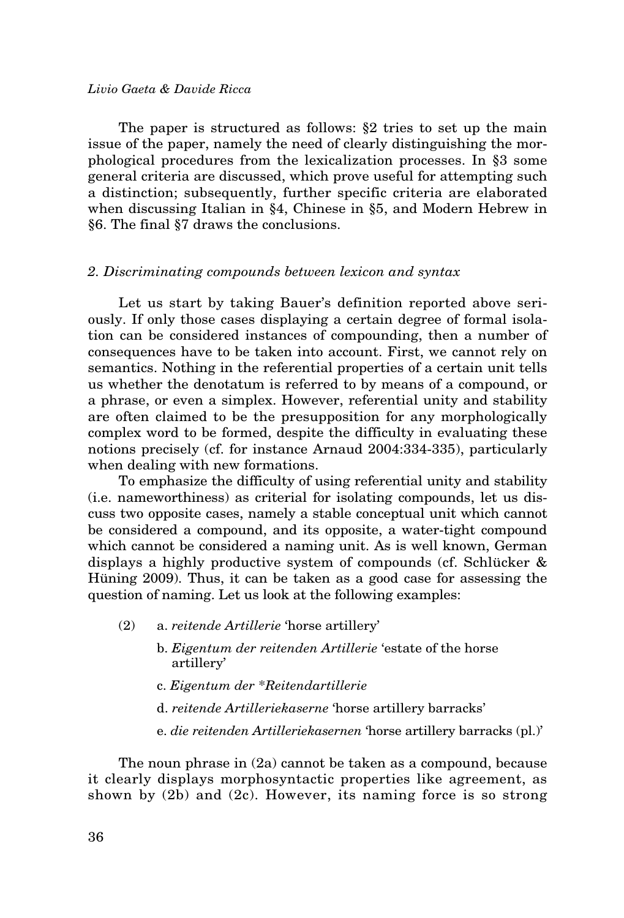The paper is structured as follows: §2 tries to set up the main issue of the paper, namely the need of clearly distinguishing the morphological procedures from the lexicalization processes. In §3 some general criteria are discussed, which prove useful for attempting such a distinction; subsequently, further specific criteria are elaborated when discussing Italian in §4, Chinese in §5, and Modern Hebrew in §6. The final §7 draws the conclusions.

## *2. Discriminating compounds between lexicon and syntax*

Let us start by taking Bauer's definition reported above seriously. If only those cases displaying a certain degree of formal isolation can be considered instances of compounding, then a number of consequences have to be taken into account. First, we cannot rely on semantics. Nothing in the referential properties of a certain unit tells us whether the denotatum is referred to by means of a compound, or a phrase, or even a simplex. However, referential unity and stability are often claimed to be the presupposition for any morphologically complex word to be formed, despite the difficulty in evaluating these notions precisely (cf. for instance Arnaud 2004:334-335), particularly when dealing with new formations.

To emphasize the difficulty of using referential unity and stability (i.e. nameworthiness) as criterial for isolating compounds, let us discuss two opposite cases, namely a stable conceptual unit which cannot be considered a compound, and its opposite, a water-tight compound which cannot be considered a naming unit. As is well known, German displays a highly productive system of compounds (cf. Schlücker & Hüning 2009). Thus, it can be taken as a good case for assessing the question of naming. Let us look at the following examples:

(2)
a. *reitende Artillerie* 'horse artillery'
b. *Eigentum der reitenden Artillerie* 'estate of the horse artillery'
c. *Eigentum der \*Reitendartillerie*
d. *reitende Artilleriekaserne* 'horse artillery barracks'
e. *die reitenden Artilleriekasernen* 'horse artillery barracks (pl.)'

The noun phrase in (2a) cannot be taken as a compound, because it clearly displays morphosyntactic properties like agreement, as shown by (2b) and (2c). However, its naming force is so strong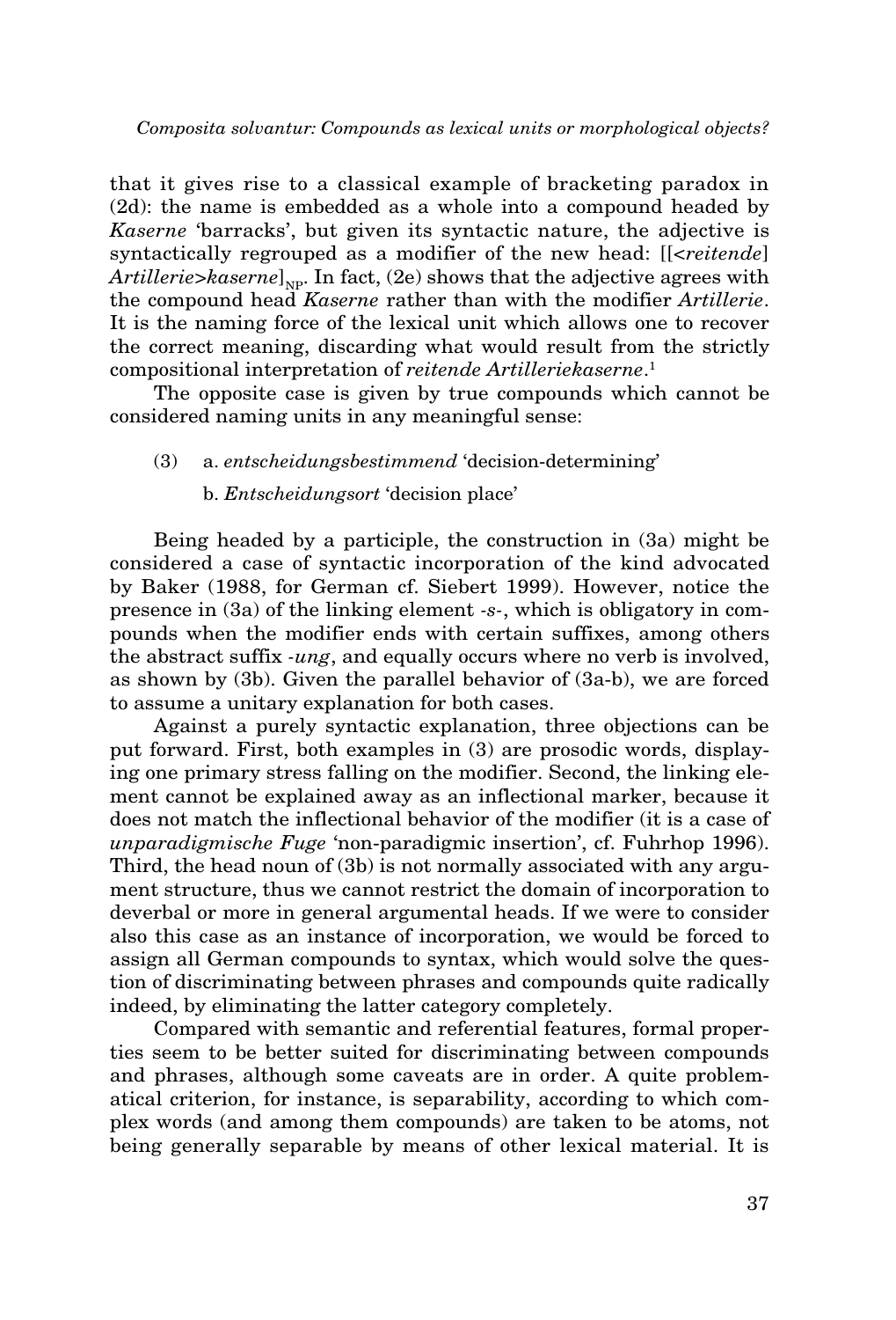that it gives rise to a classical example of bracketing paradox in (2d): the name is embedded as a whole into a compound headed by *Kaserne* 'barracks', but given its syntactic nature, the adjective is syntactically regrouped as a modifier of the new head: [[<*reitende*] *Artillerie*>*kaserne*]$_{NP}$. In fact, (2e) shows that the adjective agrees with the compound head *Kaserne* rather than with the modifier *Artillerie*. It is the naming force of the lexical unit which allows one to recover the correct meaning, discarding what would result from the strictly compositional interpretation of *reitende Artilleriekaserne*.[1]

The opposite case is given by true compounds which cannot be considered naming units in any meaningful sense:

(3) a. *entscheidungsbestimmend* 'decision-determining'

b. *Entscheidungsort* 'decision place'

Being headed by a participle, the construction in (3a) might be considered a case of syntactic incorporation of the kind advocated by Baker (1988, for German cf. Siebert 1999). However, notice the presence in (3a) of the linking element *-s-*, which is obligatory in compounds when the modifier ends with certain suffixes, among others the abstract suffix *-ung*, and equally occurs where no verb is involved, as shown by (3b). Given the parallel behavior of (3a-b), we are forced to assume a unitary explanation for both cases.

Against a purely syntactic explanation, three objections can be put forward. First, both examples in (3) are prosodic words, displaying one primary stress falling on the modifier. Second, the linking element cannot be explained away as an inflectional marker, because it does not match the inflectional behavior of the modifier (it is a case of *unparadigmische Fuge* 'non-paradigmic insertion', cf. Fuhrhop 1996). Third, the head noun of (3b) is not normally associated with any argument structure, thus we cannot restrict the domain of incorporation to deverbal or more in general argumental heads. If we were to consider also this case as an instance of incorporation, we would be forced to assign all German compounds to syntax, which would solve the question of discriminating between phrases and compounds quite radically indeed, by eliminating the latter category completely.

Compared with semantic and referential features, formal properties seem to be better suited for discriminating between compounds and phrases, although some caveats are in order. A quite problematical criterion, for instance, is separability, according to which complex words (and among them compounds) are taken to be atoms, not being generally separable by means of other lexical material. It is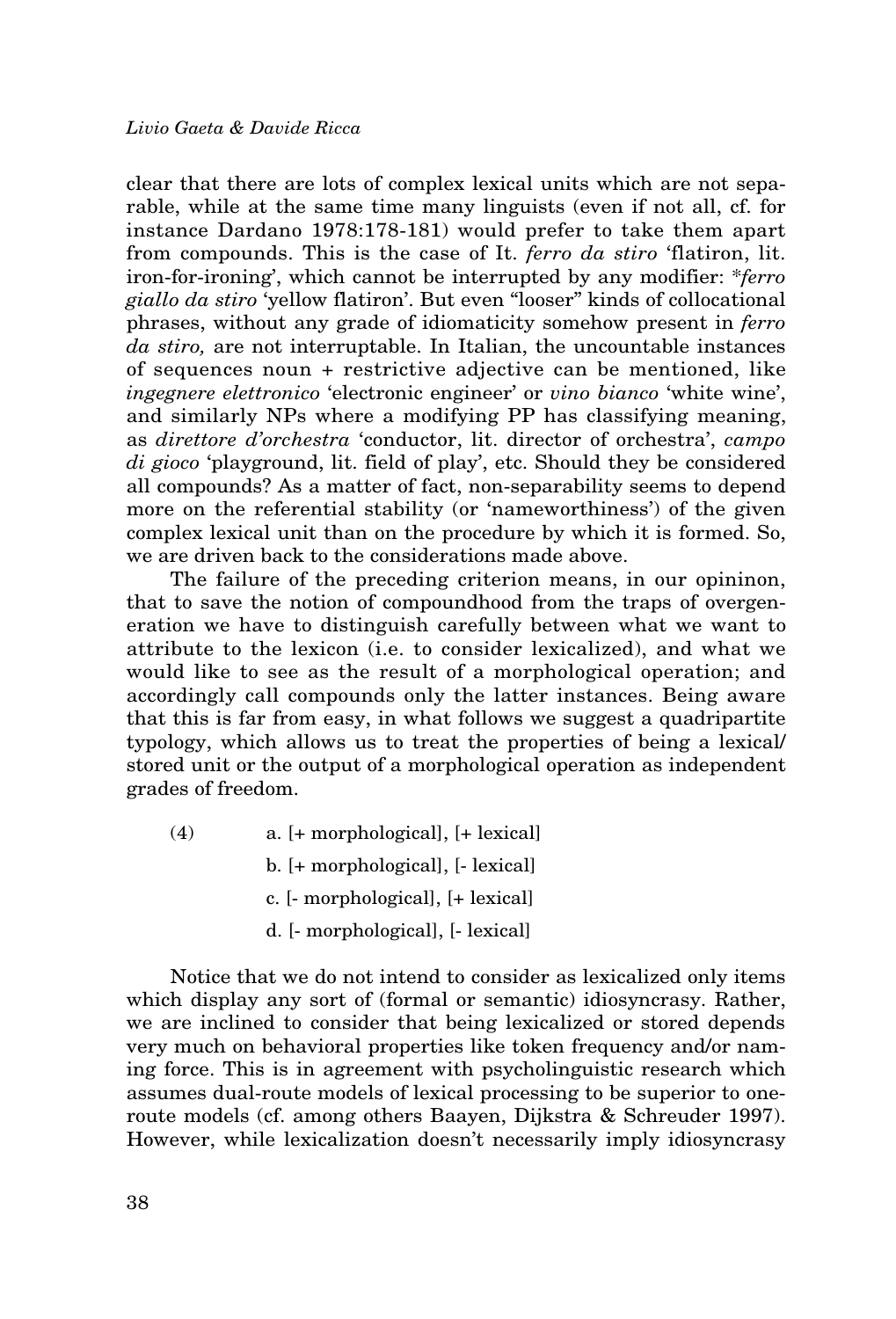clear that there are lots of complex lexical units which are not separable, while at the same time many linguists (even if not all, cf. for instance Dardano 1978:178-181) would prefer to take them apart from compounds. This is the case of It. *ferro da stiro* 'flatiron, lit. iron-for-ironing', which cannot be interrupted by any modifier: **ferro giallo da stiro* 'yellow flatiron'. But even "looser" kinds of collocational phrases, without any grade of idiomaticity somehow present in *ferro da stiro,* are not interruptable. In Italian, the uncountable instances of sequences noun + restrictive adjective can be mentioned, like *ingegnere elettronico* 'electronic engineer' or *vino bianco* 'white wine', and similarly NPs where a modifying PP has classifying meaning, as *direttore d'orchestra* 'conductor, lit. director of orchestra', *campo di gioco* 'playground, lit. field of play', etc. Should they be considered all compounds? As a matter of fact, non-separability seems to depend more on the referential stability (or 'nameworthiness') of the given complex lexical unit than on the procedure by which it is formed. So, we are driven back to the considerations made above.

The failure of the preceding criterion means, in our opininon, that to save the notion of compoundhood from the traps of overgeneration we have to distinguish carefully between what we want to attribute to the lexicon (i.e. to consider lexicalized), and what we would like to see as the result of a morphological operation; and accordingly call compounds only the latter instances. Being aware that this is far from easy, in what follows we suggest a quadripartite typology, which allows us to treat the properties of being a lexical/ stored unit or the output of a morphological operation as independent grades of freedom.

(4)
a. [+ morphological], [+ lexical]
b. [+ morphological], [- lexical]
c. [- morphological], [+ lexical]
d. [- morphological], [- lexical]

Notice that we do not intend to consider as lexicalized only items which display any sort of (formal or semantic) idiosyncrasy. Rather, we are inclined to consider that being lexicalized or stored depends very much on behavioral properties like token frequency and/or naming force. This is in agreement with psycholinguistic research which assumes dual-route models of lexical processing to be superior to one-route models (cf. among others Baayen, Dijkstra & Schreuder 1997). However, while lexicalization doesn't necessarily imply idiosyncrasy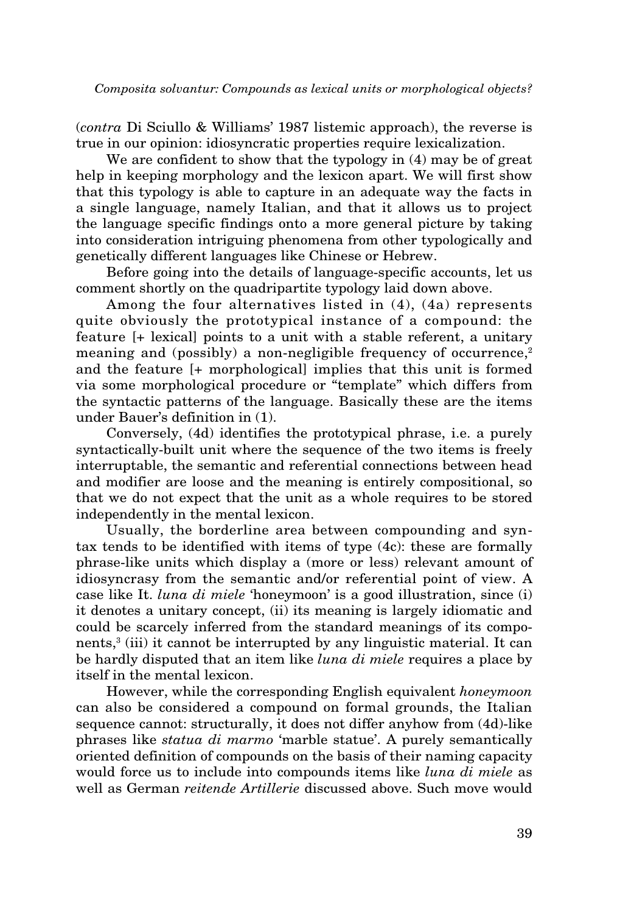(*contra* Di Sciullo & Williams' 1987 listemic approach), the reverse is true in our opinion: idiosyncratic properties require lexicalization.

We are confident to show that the typology in (4) may be of great help in keeping morphology and the lexicon apart. We will first show that this typology is able to capture in an adequate way the facts in a single language, namely Italian, and that it allows us to project the language specific findings onto a more general picture by taking into consideration intriguing phenomena from other typologically and genetically different languages like Chinese or Hebrew.

Before going into the details of language-specific accounts, let us comment shortly on the quadripartite typology laid down above.

Among the four alternatives listed in (4), (4a) represents quite obviously the prototypical instance of a compound: the feature [+ lexical] points to a unit with a stable referent, a unitary meaning and (possibly) a non-negligible frequency of occurrence,[2] and the feature [+ morphological] implies that this unit is formed via some morphological procedure or "template" which differs from the syntactic patterns of the language. Basically these are the items under Bauer's definition in (1).

Conversely, (4d) identifies the prototypical phrase, i.e. a purely syntactically-built unit where the sequence of the two items is freely interruptable, the semantic and referential connections between head and modifier are loose and the meaning is entirely compositional, so that we do not expect that the unit as a whole requires to be stored independently in the mental lexicon.

Usually, the borderline area between compounding and syntax tends to be identified with items of type (4c): these are formally phrase-like units which display a (more or less) relevant amount of idiosyncrasy from the semantic and/or referential point of view. A case like It. *luna di miele* 'honeymoon' is a good illustration, since (i) it denotes a unitary concept, (ii) its meaning is largely idiomatic and could be scarcely inferred from the standard meanings of its components,[3] (iii) it cannot be interrupted by any linguistic material. It can be hardly disputed that an item like *luna di miele* requires a place by itself in the mental lexicon.

However, while the corresponding English equivalent *honeymoon* can also be considered a compound on formal grounds, the Italian sequence cannot: structurally, it does not differ anyhow from (4d)-like phrases like *statua di marmo* 'marble statue'. A purely semantically oriented definition of compounds on the basis of their naming capacity would force us to include into compounds items like *luna di miele* as well as German *reitende Artillerie* discussed above. Such move would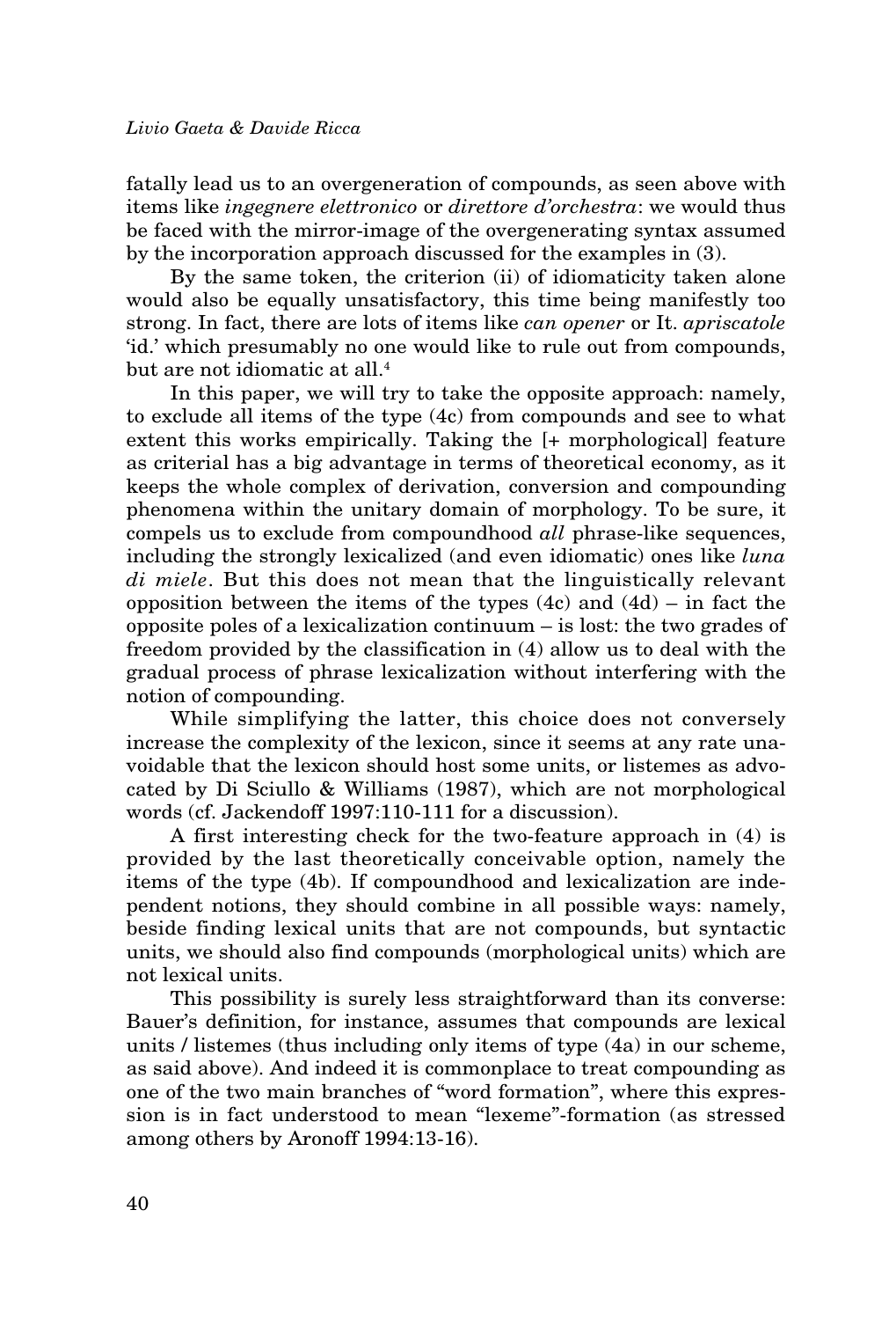fatally lead us to an overgeneration of compounds, as seen above with items like *ingegnere elettronico* or *direttore d'orchestra*: we would thus be faced with the mirror-image of the overgenerating syntax assumed by the incorporation approach discussed for the examples in (3).

By the same token, the criterion (ii) of idiomaticity taken alone would also be equally unsatisfactory, this time being manifestly too strong. In fact, there are lots of items like *can opener* or It. *apriscatole* 'id.' which presumably no one would like to rule out from compounds, but are not idiomatic at all.[4]

In this paper, we will try to take the opposite approach: namely, to exclude all items of the type (4c) from compounds and see to what extent this works empirically. Taking the [+ morphological] feature as criterial has a big advantage in terms of theoretical economy, as it keeps the whole complex of derivation, conversion and compounding phenomena within the unitary domain of morphology. To be sure, it compels us to exclude from compoundhood *all* phrase-like sequences, including the strongly lexicalized (and even idiomatic) ones like *luna di miele*. But this does not mean that the linguistically relevant opposition between the items of the types (4c) and (4d) – in fact the opposite poles of a lexicalization continuum – is lost: the two grades of freedom provided by the classification in (4) allow us to deal with the gradual process of phrase lexicalization without interfering with the notion of compounding.

While simplifying the latter, this choice does not conversely increase the complexity of the lexicon, since it seems at any rate unavoidable that the lexicon should host some units, or listemes as advocated by Di Sciullo & Williams (1987), which are not morphological words (cf. Jackendoff 1997:110-111 for a discussion).

A first interesting check for the two-feature approach in (4) is provided by the last theoretically conceivable option, namely the items of the type (4b). If compoundhood and lexicalization are independent notions, they should combine in all possible ways: namely, beside finding lexical units that are not compounds, but syntactic units, we should also find compounds (morphological units) which are not lexical units.

This possibility is surely less straightforward than its converse: Bauer's definition, for instance, assumes that compounds are lexical units / listemes (thus including only items of type (4a) in our scheme, as said above). And indeed it is commonplace to treat compounding as one of the two main branches of "word formation", where this expression is in fact understood to mean "lexeme"-formation (as stressed among others by Aronoff 1994:13-16).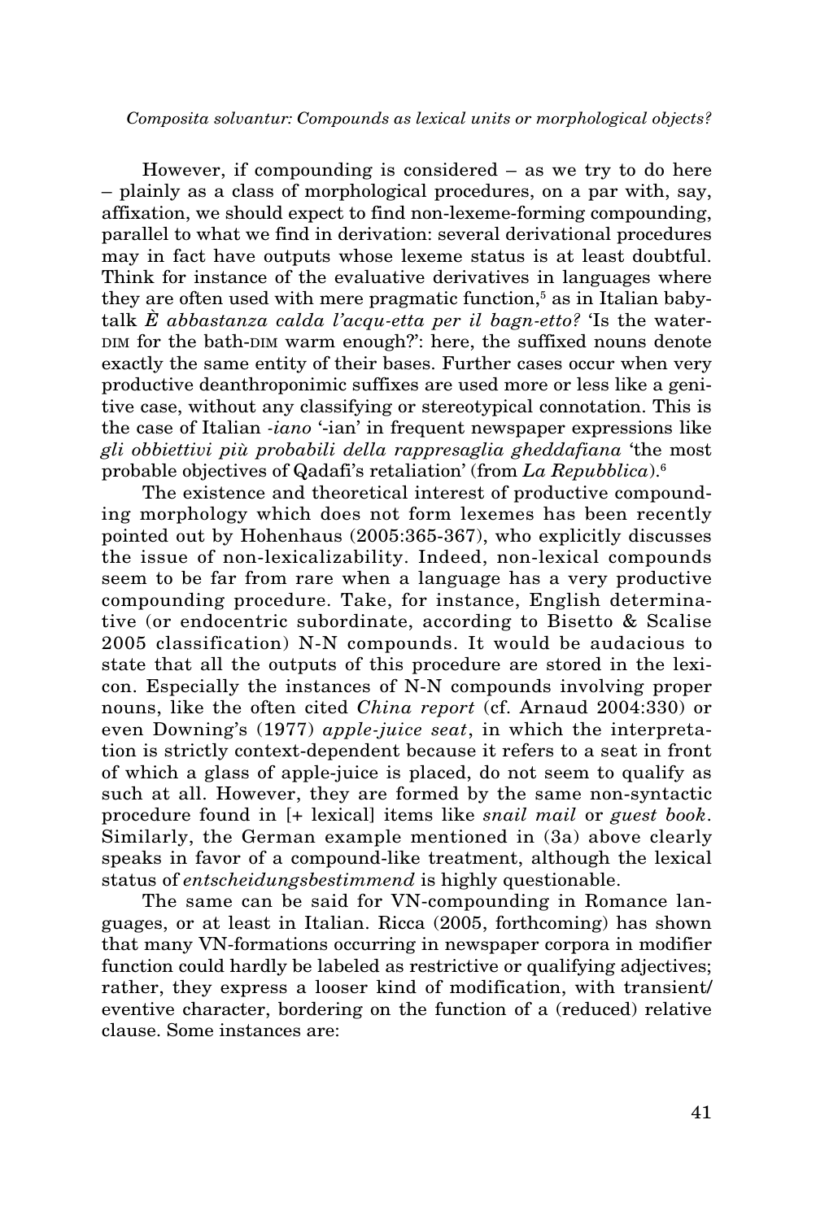However, if compounding is considered – as we try to do here – plainly as a class of morphological procedures, on a par with, say, affixation, we should expect to find non-lexeme-forming compounding, parallel to what we find in derivation: several derivational procedures may in fact have outputs whose lexeme status is at least doubtful. Think for instance of the evaluative derivatives in languages where they are often used with mere pragmatic function,[5] as in Italian baby-talk *È abbastanza calda l'acqu-etta per il bagn-etto?* 'Is the water-DIM for the bath-DIM warm enough?': here, the suffixed nouns denote exactly the same entity of their bases. Further cases occur when very productive deanthroponimic suffixes are used more or less like a genitive case, without any classifying or stereotypical connotation. This is the case of Italian *-iano* '-ian' in frequent newspaper expressions like *gli obbiettivi più probabili della rappresaglia gheddafiana* 'the most probable objectives of Qadafi's retaliation' (from *La Repubblica*).[6]

The existence and theoretical interest of productive compounding morphology which does not form lexemes has been recently pointed out by Hohenhaus (2005:365-367), who explicitly discusses the issue of non-lexicalizability. Indeed, non-lexical compounds seem to be far from rare when a language has a very productive compounding procedure. Take, for instance, English determinative (or endocentric subordinate, according to Bisetto & Scalise 2005 classification) N-N compounds. It would be audacious to state that all the outputs of this procedure are stored in the lexicon. Especially the instances of N-N compounds involving proper nouns, like the often cited *China report* (cf. Arnaud 2004:330) or even Downing's (1977) *apple-juice seat*, in which the interpretation is strictly context-dependent because it refers to a seat in front of which a glass of apple-juice is placed, do not seem to qualify as such at all. However, they are formed by the same non-syntactic procedure found in [+ lexical] items like *snail mail* or *guest book*. Similarly, the German example mentioned in (3a) above clearly speaks in favor of a compound-like treatment, although the lexical status of *entscheidungsbestimmend* is highly questionable.

The same can be said for VN-compounding in Romance languages, or at least in Italian. Ricca (2005, forthcoming) has shown that many VN-formations occurring in newspaper corpora in modifier function could hardly be labeled as restrictive or qualifying adjectives; rather, they express a looser kind of modification, with transient/eventive character, bordering on the function of a (reduced) relative clause. Some instances are: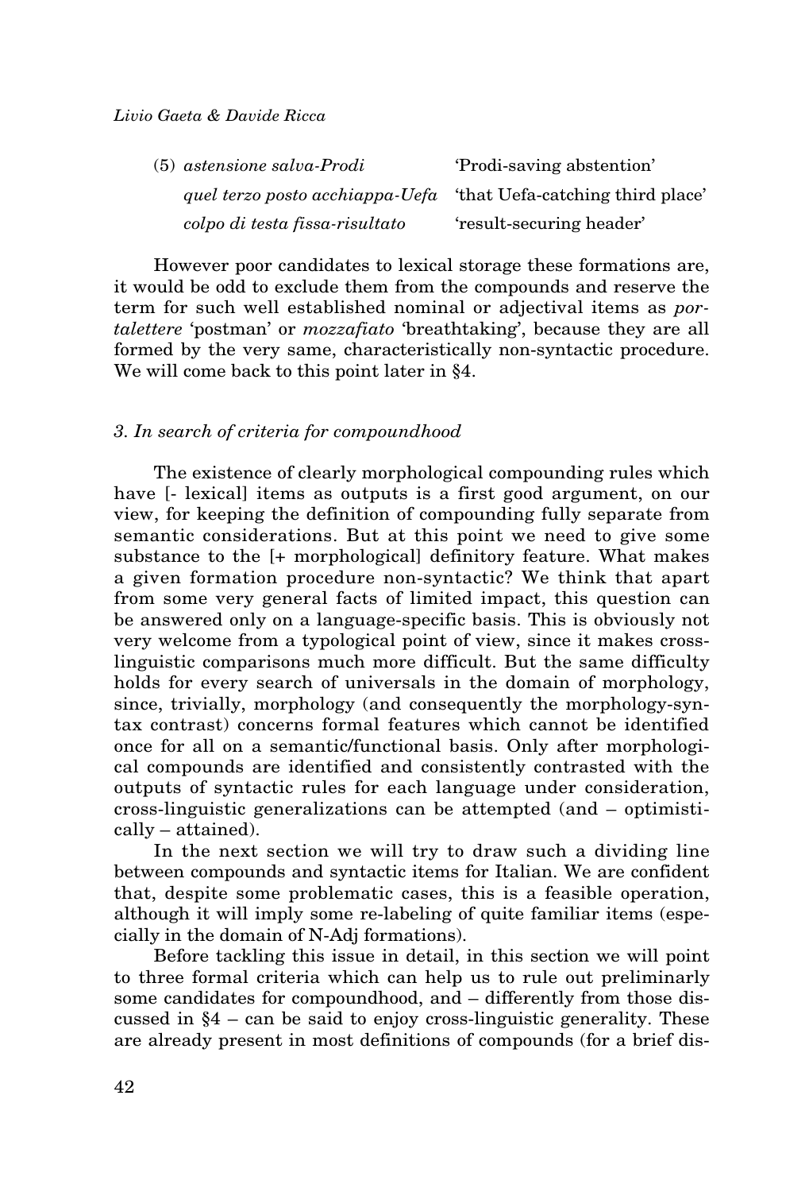(5) *astensione salva-Prodi* 'Prodi-saving abstention'
*quel terzo posto acchiappa-Uefa* 'that Uefa-catching third place'
*colpo di testa fissa-risultato* 'result-securing header'

However poor candidates to lexical storage these formations are, it would be odd to exclude them from the compounds and reserve the term for such well established nominal or adjectival items as *portalettere* 'postman' or *mozzafiato* 'breathtaking', because they are all formed by the very same, characteristically non-syntactic procedure. We will come back to this point later in §4.

### 3. *In search of criteria for compoundhood*

The existence of clearly morphological compounding rules which have [- lexical] items as outputs is a first good argument, on our view, for keeping the definition of compounding fully separate from semantic considerations. But at this point we need to give some substance to the [+ morphological] definitory feature. What makes a given formation procedure non-syntactic? We think that apart from some very general facts of limited impact, this question can be answered only on a language-specific basis. This is obviously not very welcome from a typological point of view, since it makes cross-linguistic comparisons much more difficult. But the same difficulty holds for every search of universals in the domain of morphology, since, trivially, morphology (and consequently the morphology-syntax contrast) concerns formal features which cannot be identified once for all on a semantic/functional basis. Only after morphological compounds are identified and consistently contrasted with the outputs of syntactic rules for each language under consideration, cross-linguistic generalizations can be attempted (and – optimistically – attained).

In the next section we will try to draw such a dividing line between compounds and syntactic items for Italian. We are confident that, despite some problematic cases, this is a feasible operation, although it will imply some re-labeling of quite familiar items (especially in the domain of N-Adj formations).

Before tackling this issue in detail, in this section we will point to three formal criteria which can help us to rule out preliminarily some candidates for compoundhood, and – differently from those discussed in §4 – can be said to enjoy cross-linguistic generality. These are already present in most definitions of compounds (for a brief dis-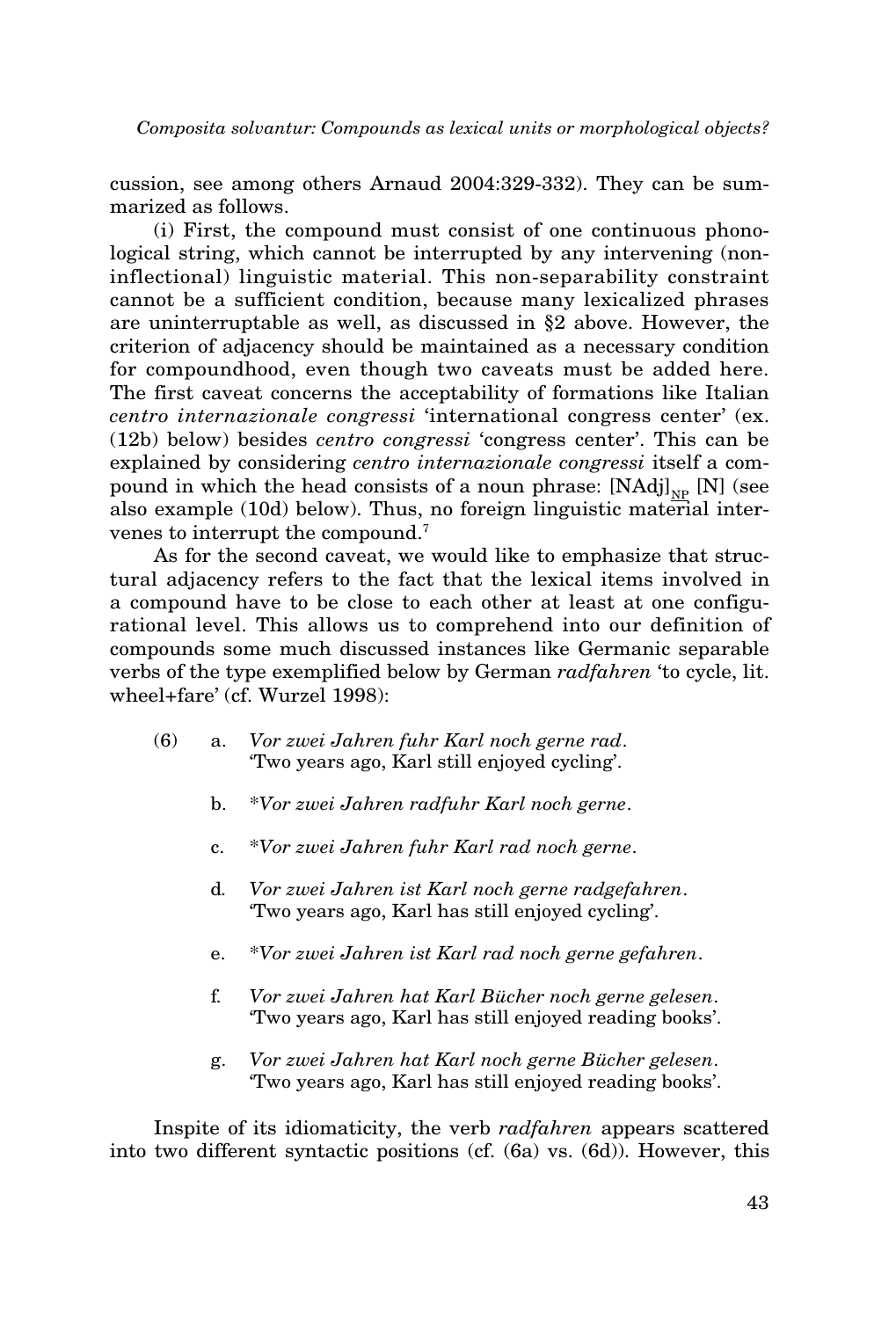cussion, see among others Arnaud 2004:329-332). They can be summarized as follows.

(i) First, the compound must consist of one continuous phonological string, which cannot be interrupted by any intervening (non-inflectional) linguistic material. This non-separability constraint cannot be a sufficient condition, because many lexicalized phrases are uninterruptable as well, as discussed in §2 above. However, the criterion of adjacency should be maintained as a necessary condition for compoundhood, even though two caveats must be added here. The first caveat concerns the acceptability of formations like Italian *centro internazionale congressi* 'international congress center' (ex. (12b) below) besides *centro congressi* 'congress center'. This can be explained by considering *centro internazionale congressi* itself a compound in which the head consists of a noun phrase: $[\text{NAdj}]_{\text{NP}}$ [N] (see also example (10d) below). Thus, no foreign linguistic material intervenes to interrupt the compound.[7]

As for the second caveat, we would like to emphasize that structural adjacency refers to the fact that the lexical items involved in a compound have to be close to each other at least at one configurational level. This allows us to comprehend into our definition of compounds some much discussed instances like Germanic separable verbs of the type exemplified below by German *radfahren* 'to cycle, lit. wheel+fare' (cf. Wurzel 1998):

(6)
a. *Vor zwei Jahren fuhr Karl noch gerne rad*.
'Two years ago, Karl still enjoyed cycling'.

b. \**Vor zwei Jahren radfuhr Karl noch gerne*.

c. \**Vor zwei Jahren fuhr Karl rad noch gerne*.

d. *Vor zwei Jahren ist Karl noch gerne radgefahren*.
'Two years ago, Karl has still enjoyed cycling'.

e. \**Vor zwei Jahren ist Karl rad noch gerne gefahren*.

f. *Vor zwei Jahren hat Karl Bücher noch gerne gelesen*.
'Two years ago, Karl has still enjoyed reading books'.

g. *Vor zwei Jahren hat Karl noch gerne Bücher gelesen*.
'Two years ago, Karl has still enjoyed reading books'.

Inspite of its idiomaticity, the verb *radfahren* appears scattered into two different syntactic positions (cf. (6a) vs. (6d)). However, this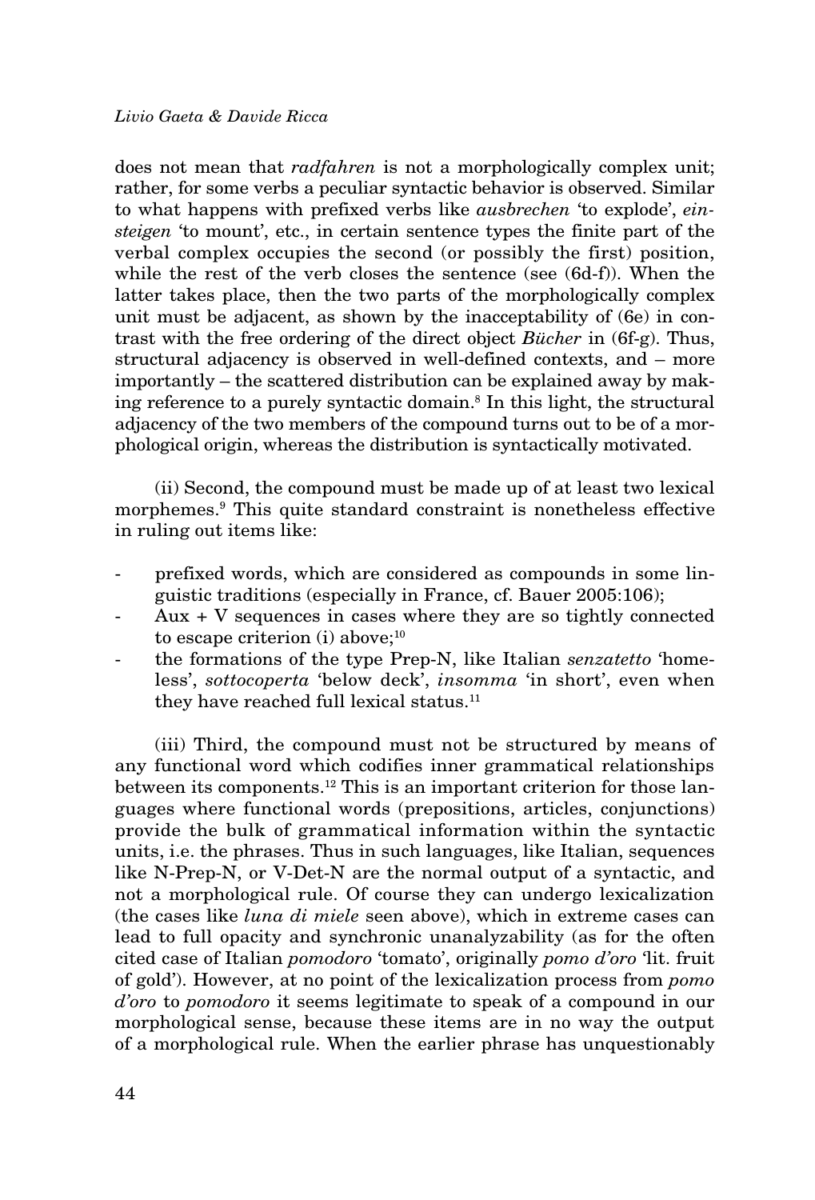does not mean that *radfahren* is not a morphologically complex unit; rather, for some verbs a peculiar syntactic behavior is observed. Similar to what happens with prefixed verbs like *ausbrechen* 'to explode', *einsteigen* 'to mount', etc., in certain sentence types the finite part of the verbal complex occupies the second (or possibly the first) position, while the rest of the verb closes the sentence (see (6d-f)). When the latter takes place, then the two parts of the morphologically complex unit must be adjacent, as shown by the inacceptability of (6e) in contrast with the free ordering of the direct object *Bücher* in (6f-g). Thus, structural adjacency is observed in well-defined contexts, and – more importantly – the scattered distribution can be explained away by making reference to a purely syntactic domain.[8] In this light, the structural adjacency of the two members of the compound turns out to be of a morphological origin, whereas the distribution is syntactically motivated.

(ii) Second, the compound must be made up of at least two lexical morphemes.[9] This quite standard constraint is nonetheless effective in ruling out items like:

- prefixed words, which are considered as compounds in some linguistic traditions (especially in France, cf. Bauer 2005:106);
- Aux + V sequences in cases where they are so tightly connected to escape criterion (i) above;[10]
- the formations of the type Prep-N, like Italian *senzatetto* 'homeless', *sottocoperta* 'below deck', *insomma* 'in short', even when they have reached full lexical status.[11]

(iii) Third, the compound must not be structured by means of any functional word which codifies inner grammatical relationships between its components.[12] This is an important criterion for those languages where functional words (prepositions, articles, conjunctions) provide the bulk of grammatical information within the syntactic units, i.e. the phrases. Thus in such languages, like Italian, sequences like N-Prep-N, or V-Det-N are the normal output of a syntactic, and not a morphological rule. Of course they can undergo lexicalization (the cases like *luna di miele* seen above), which in extreme cases can lead to full opacity and synchronic unanalyzability (as for the often cited case of Italian *pomodoro* 'tomato', originally *pomo d'oro* 'lit. fruit of gold'). However, at no point of the lexicalization process from *pomo d'oro* to *pomodoro* it seems legitimate to speak of a compound in our morphological sense, because these items are in no way the output of a morphological rule. When the earlier phrase has unquestionably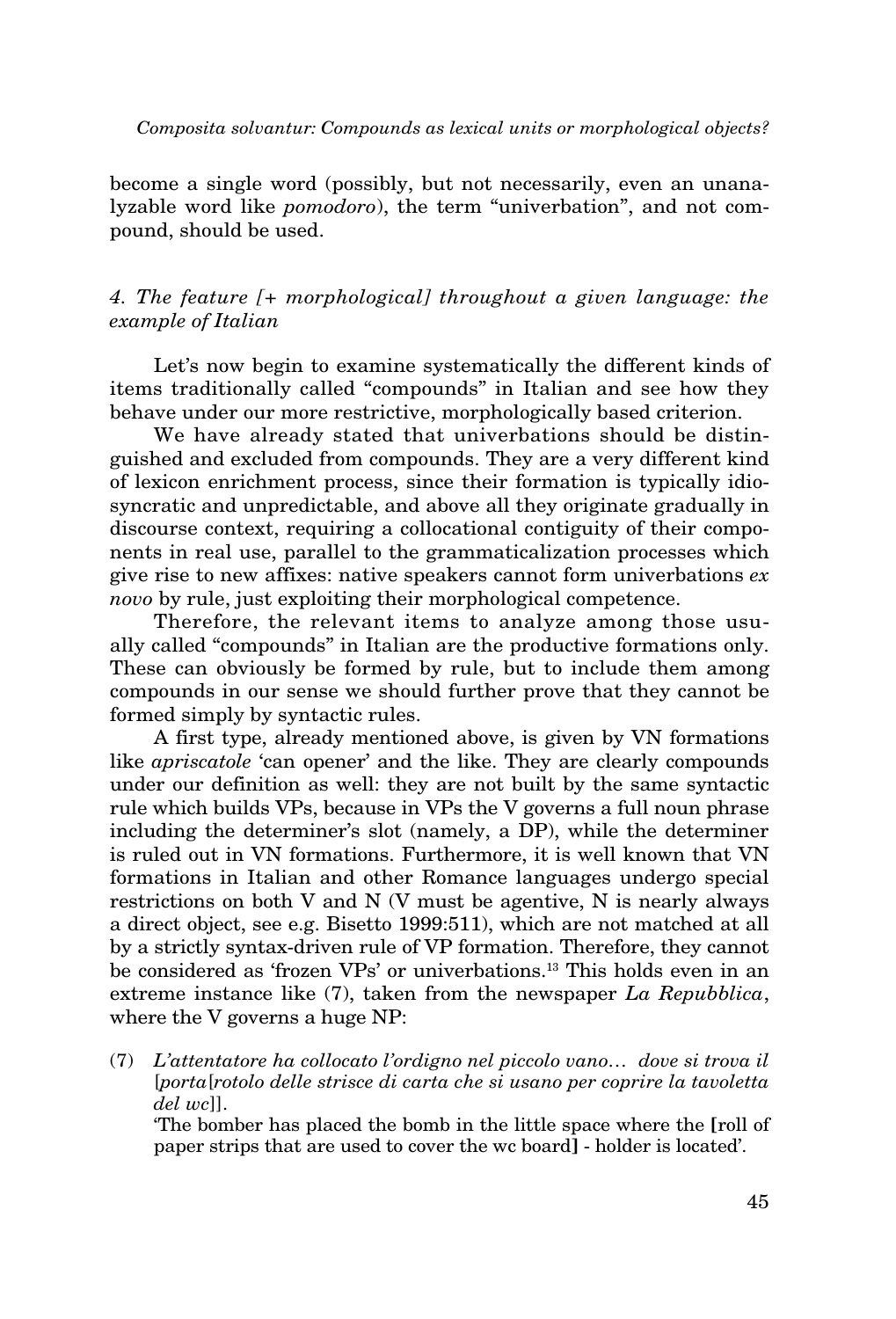become a single word (possibly, but not necessarily, even an unanalyzable word like *pomodoro*), the term "univerbation", and not compound, should be used.

### *4. The feature [+ morphological] throughout a given language: the example of Italian*

Let's now begin to examine systematically the different kinds of items traditionally called "compounds" in Italian and see how they behave under our more restrictive, morphologically based criterion.

We have already stated that univerbations should be distinguished and excluded from compounds. They are a very different kind of lexicon enrichment process, since their formation is typically idiosyncratic and unpredictable, and above all they originate gradually in discourse context, requiring a collocational contiguity of their components in real use, parallel to the grammaticalization processes which give rise to new affixes: native speakers cannot form univerbations *ex novo* by rule, just exploiting their morphological competence.

Therefore, the relevant items to analyze among those usually called "compounds" in Italian are the productive formations only. These can obviously be formed by rule, but to include them among compounds in our sense we should further prove that they cannot be formed simply by syntactic rules.

A first type, already mentioned above, is given by VN formations like *apriscatole* 'can opener' and the like. They are clearly compounds under our definition as well: they are not built by the same syntactic rule which builds VPs, because in VPs the V governs a full noun phrase including the determiner's slot (namely, a DP), while the determiner is ruled out in VN formations. Furthermore, it is well known that VN formations in Italian and other Romance languages undergo special restrictions on both V and N (V must be agentive, N is nearly always a direct object, see e.g. Bisetto 1999:511), which are not matched at all by a strictly syntax-driven rule of VP formation. Therefore, they cannot be considered as 'frozen VPs' or univerbations.[13] This holds even in an extreme instance like (7), taken from the newspaper *La Repubblica*, where the V governs a huge NP:

(7) *L'attentatore ha collocato l'ordigno nel piccolo vano… dove si trova il* [*porta*[*rotolo delle strisce di carta che si usano per coprire la tavoletta del wc*]].
'The bomber has placed the bomb in the little space where the **[**roll of paper strips that are used to cover the wc board**]** - holder is located'.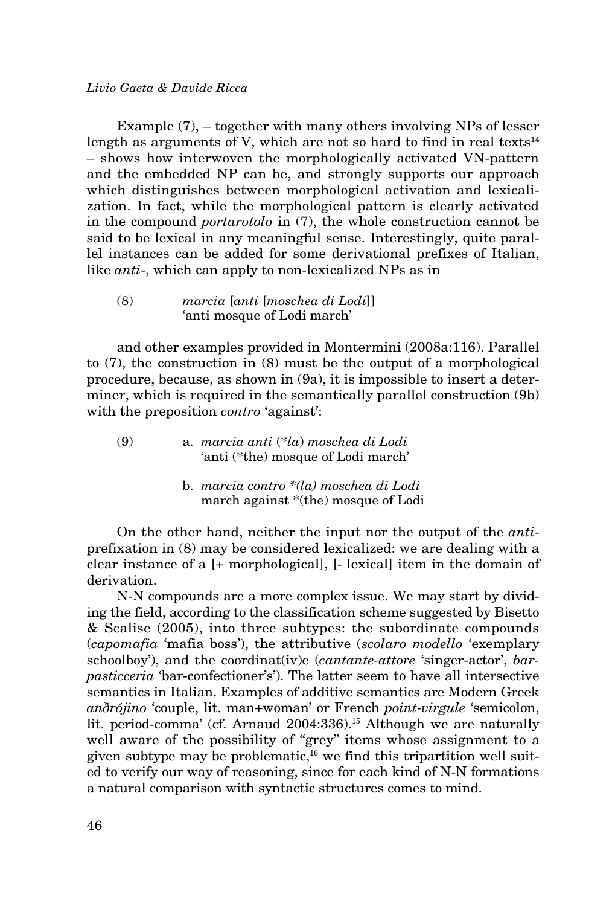Example (7), – together with many others involving NPs of lesser length as arguments of V, which are not so hard to find in real texts[14] – shows how interwoven the morphologically activated VN-pattern and the embedded NP can be, and strongly supports our approach which distinguishes between morphological activation and lexicalization. In fact, while the morphological pattern is clearly activated in the compound *portarotolo* in (7), the whole construction cannot be said to be lexical in any meaningful sense. Interestingly, quite parallel instances can be added for some derivational prefixes of Italian, like *anti-*, which can apply to non-lexicalized NPs as in

(8) *marcia* [*anti* [*moschea di Lodi*]]
'anti mosque of Lodi march'

and other examples provided in Montermini (2008a:116). Parallel to (7), the construction in (8) must be the output of a morphological procedure, because, as shown in (9a), it is impossible to insert a determiner, which is required in the semantically parallel construction (9b) with the preposition *contro* 'against':

(9) a. *marcia anti* (\**la*) *moschea di Lodi*
'anti (*the) mosque of Lodi march'

b. *marcia contro \*(la) moschea di Lodi*
march against *(the) mosque of Lodi

On the other hand, neither the input nor the output of the *anti-* prefixation in (8) may be considered lexicalized: we are dealing with a clear instance of a [+ morphological], [- lexical] item in the domain of derivation.

N-N compounds are a more complex issue. We may start by dividing the field, according to the classification scheme suggested by Bisetto & Scalise (2005), into three subtypes: the subordinate compounds (*capomafia* 'mafia boss'), the attributive (*scolaro modello* 'exemplary schoolboy'), and the coordinat(iv)e (*cantante-attore* 'singer-actor', *bar-pasticceria* 'bar-confectioner's'). The latter seem to have all intersective semantics in Italian. Examples of additive semantics are Modern Greek *anðrójino* 'couple, lit. man+woman' or French *point-virgule* 'semicolon, lit. period-comma' (cf. Arnaud 2004:336).[15] Although we are naturally well aware of the possibility of "grey" items whose assignment to a given subtype may be problematic,[16] we find this tripartition well suited to verify our way of reasoning, since for each kind of N-N formations a natural comparison with syntactic structures comes to mind.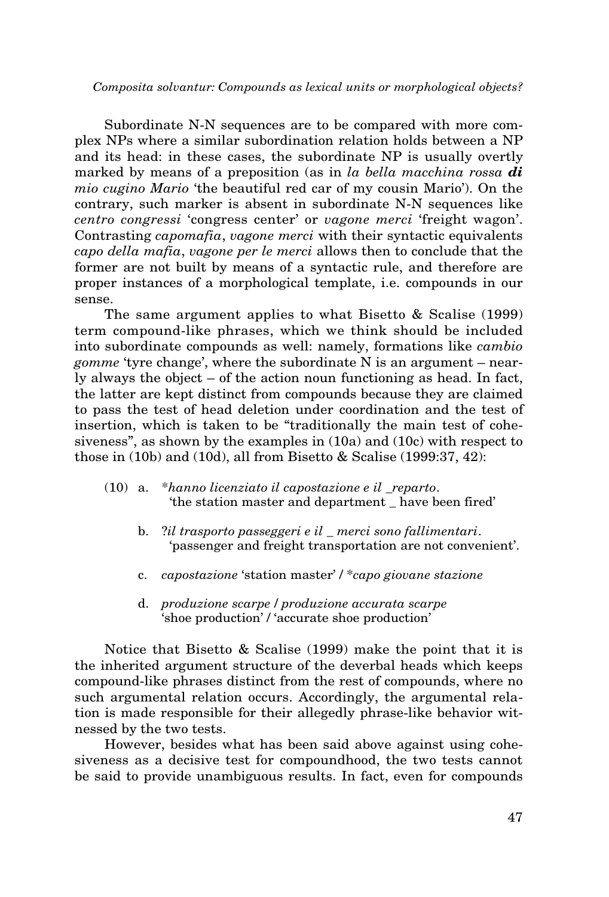Subordinate N-N sequences are to be compared with more complex NPs where a similar subordination relation holds between a NP and its head: in these cases, the subordinate NP is usually overtly marked by means of a preposition (as in *la bella macchina rossa* ***di*** *mio cugino Mario* 'the beautiful red car of my cousin Mario'). On the contrary, such marker is absent in subordinate N-N sequences like *centro congressi* 'congress center' or *vagone merci* 'freight wagon'. Contrasting *capomafia*, *vagone merci* with their syntactic equivalents *capo della mafia*, *vagone per le merci* allows then to conclude that the former are not built by means of a syntactic rule, and therefore are proper instances of a morphological template, i.e. compounds in our sense.

The same argument applies to what Bisetto & Scalise (1999) term compound-like phrases, which we think should be included into subordinate compounds as well: namely, formations like *cambio gomme* 'tyre change', where the subordinate N is an argument – nearly always the object – of the action noun functioning as head. In fact, the latter are kept distinct from compounds because they are claimed to pass the test of head deletion under coordination and the test of insertion, which is taken to be "traditionally the main test of cohesiveness", as shown by the examples in (10a) and (10c) with respect to those in (10b) and (10d), all from Bisetto & Scalise (1999:37, 42):

(10) a. **hanno licenziato il capostazione e il _reparto*.
  'the station master and department _ have been fired'

b. ?*il trasporto passeggeri e il _ merci sono fallimentari*.
  'passenger and freight transportation are not convenient'.

c. *capostazione* 'station master' / **capo giovane stazione*

d. *produzione scarpe* / *produzione accurata scarpe*
  'shoe production' / 'accurate shoe production'

Notice that Bisetto & Scalise (1999) make the point that it is the inherited argument structure of the deverbal heads which keeps compound-like phrases distinct from the rest of compounds, where no such argumental relation occurs. Accordingly, the argumental relation is made responsible for their allegedly phrase-like behavior witnessed by the two tests.

However, besides what has been said above against using cohesiveness as a decisive test for compoundhood, the two tests cannot be said to provide unambiguous results. In fact, even for compounds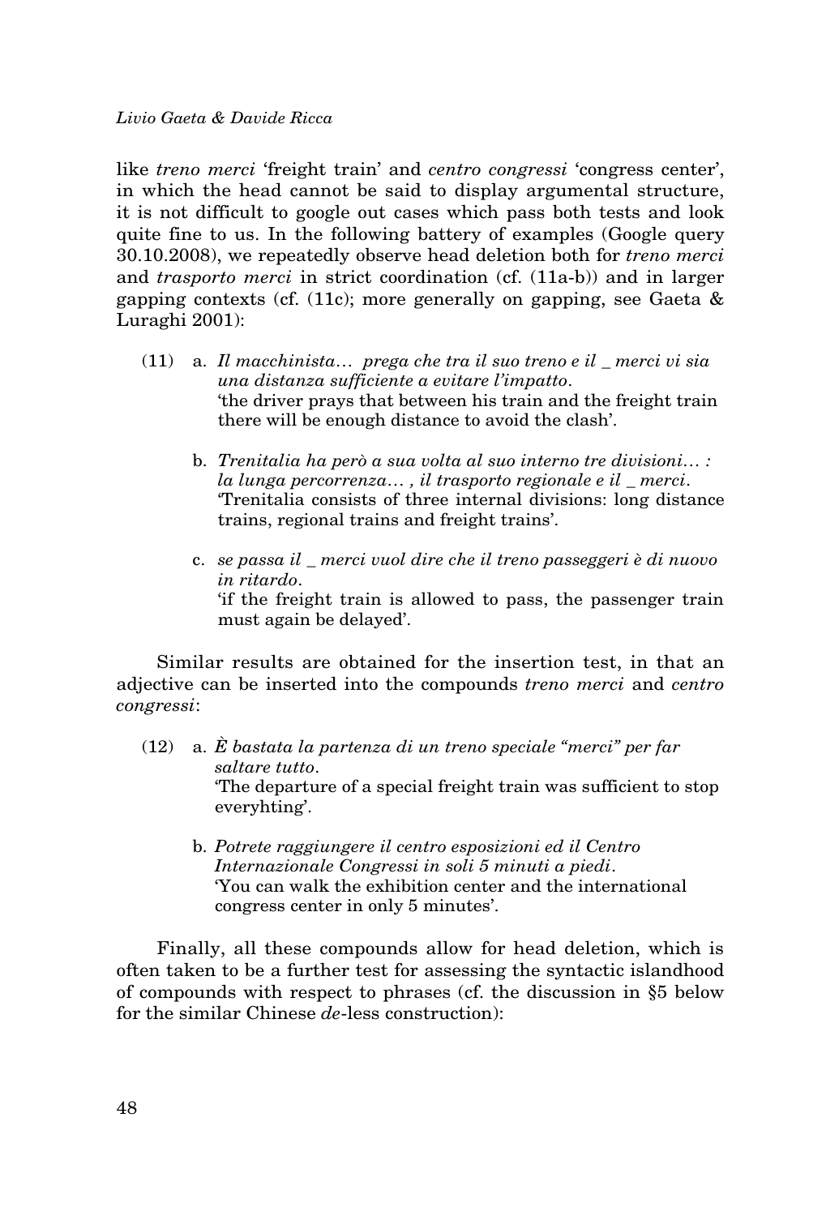like *treno merci* 'freight train' and *centro congressi* 'congress center', in which the head cannot be said to display argumental structure, it is not difficult to google out cases which pass both tests and look quite fine to us. In the following battery of examples (Google query 30.10.2008), we repeatedly observe head deletion both for *treno merci* and *trasporto merci* in strict coordination (cf. (11a-b)) and in larger gapping contexts (cf. (11c); more generally on gapping, see Gaeta & Luraghi 2001):

(11) a. *Il macchinista… prega che tra il suo treno e il _ merci vi sia una distanza sufficiente a evitare l'impatto.*
'the driver prays that between his train and the freight train there will be enough distance to avoid the clash'.

b. *Trenitalia ha però a sua volta al suo interno tre divisioni… : la lunga percorrenza… , il trasporto regionale e il _ merci.*
'Trenitalia consists of three internal divisions: long distance trains, regional trains and freight trains'.

c. *se passa il _ merci vuol dire che il treno passeggeri è di nuovo in ritardo.*
'if the freight train is allowed to pass, the passenger train must again be delayed'.

Similar results are obtained for the insertion test, in that an adjective can be inserted into the compounds *treno merci* and *centro congressi*:

(12) a. *È bastata la partenza di un treno speciale "merci" per far saltare tutto.*
'The departure of a special freight train was sufficient to stop everyhting'.

b. *Potrete raggiungere il centro esposizioni ed il Centro Internazionale Congressi in soli 5 minuti a piedi.*
'You can walk the exhibition center and the international congress center in only 5 minutes'.

Finally, all these compounds allow for head deletion, which is often taken to be a further test for assessing the syntactic islandhood of compounds with respect to phrases (cf. the discussion in §5 below for the similar Chinese *de*-less construction):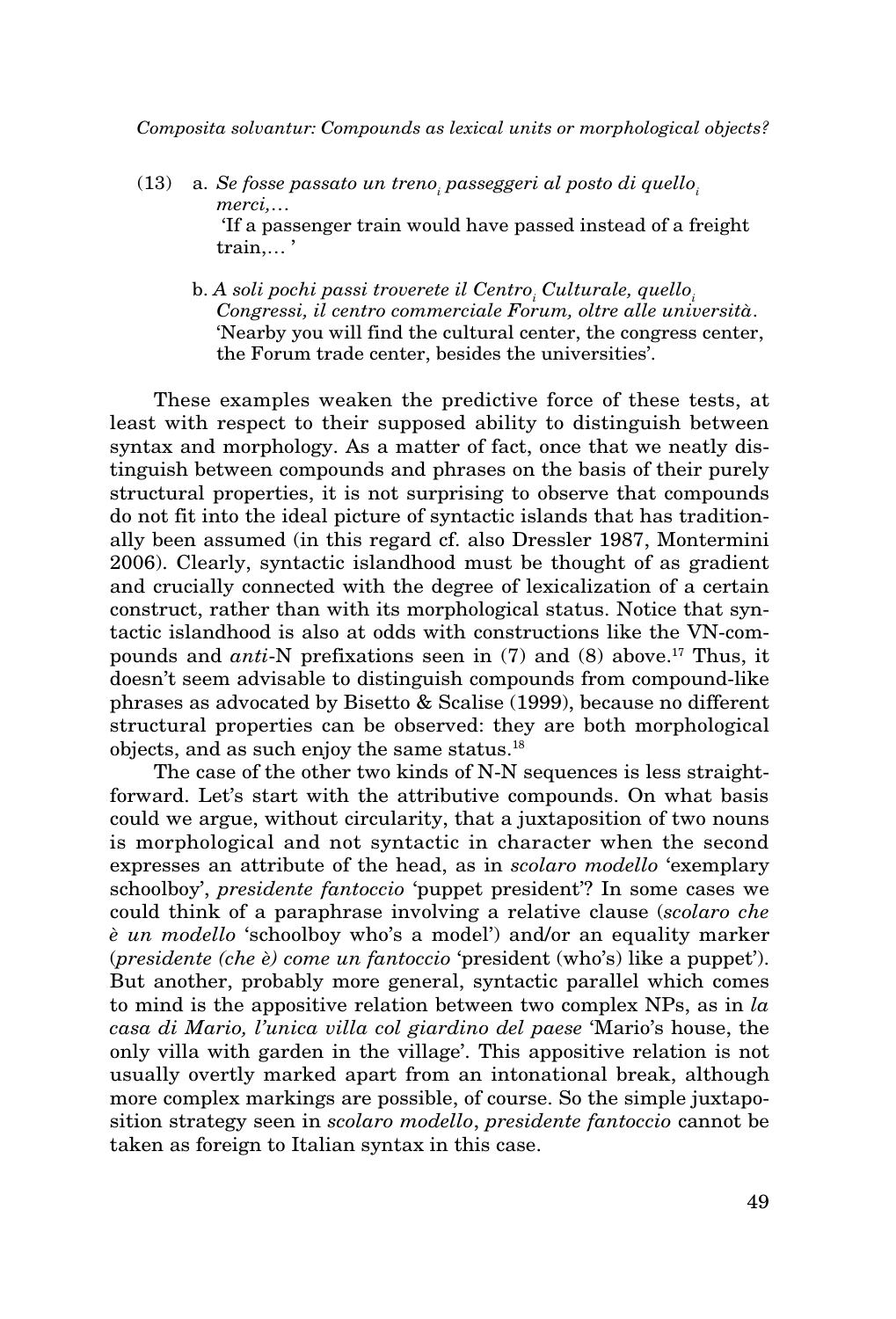(13) a. *Se fosse passato un treno$_i$ passeggeri al posto di quello$_i$ merci,…*
 'If a passenger train would have passed instead of a freight train,… '

b. *A soli pochi passi troverete il Centro$_i$ Culturale, quello$_i$ Congressi, il centro commerciale Forum, oltre alle università*.
 'Nearby you will find the cultural center, the congress center, the Forum trade center, besides the universities'.

These examples weaken the predictive force of these tests, at least with respect to their supposed ability to distinguish between syntax and morphology. As a matter of fact, once that we neatly distinguish between compounds and phrases on the basis of their purely structural properties, it is not surprising to observe that compounds do not fit into the ideal picture of syntactic islands that has traditionally been assumed (in this regard cf. also Dressler 1987, Montermini 2006). Clearly, syntactic islandhood must be thought of as gradient and crucially connected with the degree of lexicalization of a certain construct, rather than with its morphological status. Notice that syntactic islandhood is also at odds with constructions like the VN-compounds and *anti*-N prefixations seen in (7) and (8) above.[17] Thus, it doesn't seem advisable to distinguish compounds from compound-like phrases as advocated by Bisetto & Scalise (1999), because no different structural properties can be observed: they are both morphological objects, and as such enjoy the same status.[18]

The case of the other two kinds of N-N sequences is less straightforward. Let's start with the attributive compounds. On what basis could we argue, without circularity, that a juxtaposition of two nouns is morphological and not syntactic in character when the second expresses an attribute of the head, as in *scolaro modello* 'exemplary schoolboy', *presidente fantoccio* 'puppet president'? In some cases we could think of a paraphrase involving a relative clause (*scolaro che è un modello* 'schoolboy who's a model') and/or an equality marker (*presidente (che è) come un fantoccio* 'president (who's) like a puppet'). But another, probably more general, syntactic parallel which comes to mind is the appositive relation between two complex NPs, as in *la casa di Mario, l'unica villa col giardino del paese* 'Mario's house, the only villa with garden in the village'. This appositive relation is not usually overtly marked apart from an intonational break, although more complex markings are possible, of course. So the simple juxtaposition strategy seen in *scolaro modello*, *presidente fantoccio* cannot be taken as foreign to Italian syntax in this case.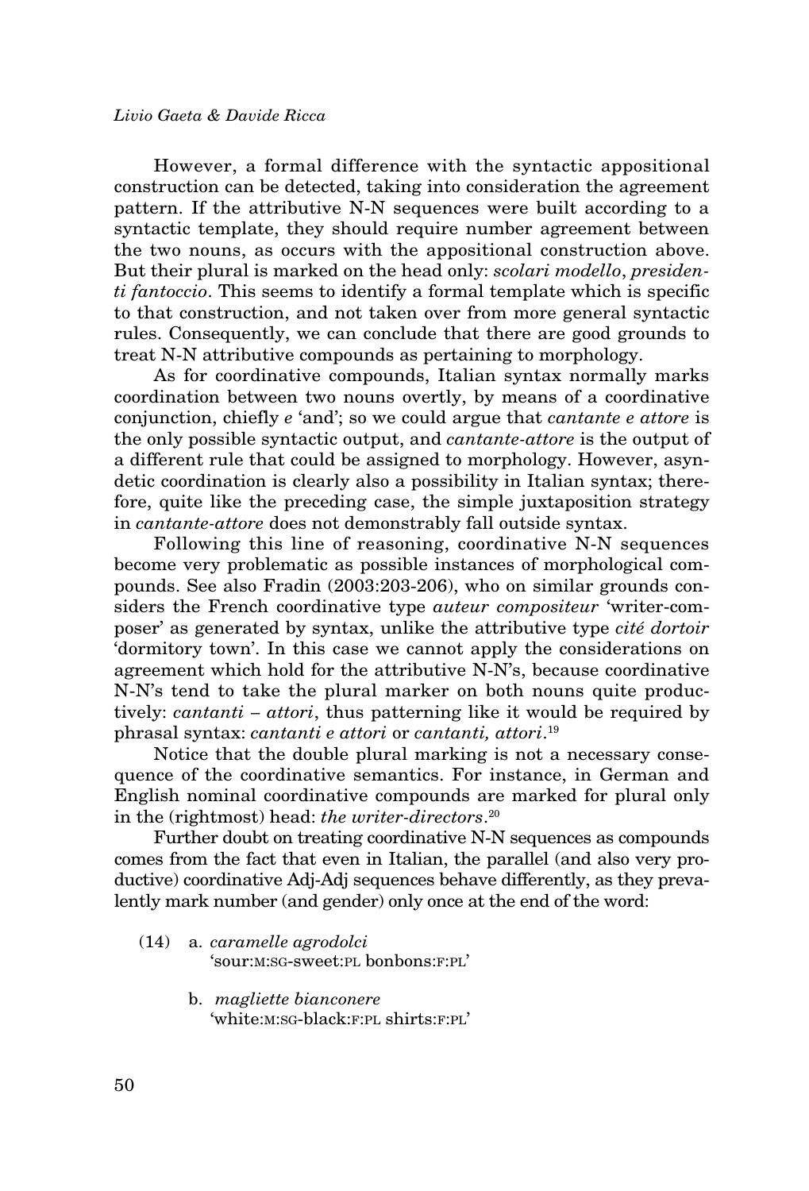However, a formal difference with the syntactic appositional construction can be detected, taking into consideration the agreement pattern. If the attributive N-N sequences were built according to a syntactic template, they should require number agreement between the two nouns, as occurs with the appositional construction above. But their plural is marked on the head only: *scolari modello*, *presidenti fantoccio*. This seems to identify a formal template which is specific to that construction, and not taken over from more general syntactic rules. Consequently, we can conclude that there are good grounds to treat N-N attributive compounds as pertaining to morphology.

As for coordinative compounds, Italian syntax normally marks coordination between two nouns overtly, by means of a coordinative conjunction, chiefly *e* 'and'; so we could argue that *cantante e attore* is the only possible syntactic output, and *cantante-attore* is the output of a different rule that could be assigned to morphology. However, asyndetic coordination is clearly also a possibility in Italian syntax; therefore, quite like the preceding case, the simple juxtaposition strategy in *cantante-attore* does not demonstrably fall outside syntax.

Following this line of reasoning, coordinative N-N sequences become very problematic as possible instances of morphological compounds. See also Fradin (2003:203-206), who on similar grounds considers the French coordinative type *auteur compositeur* 'writer-composer' as generated by syntax, unlike the attributive type *cité dortoir* 'dormitory town'. In this case we cannot apply the considerations on agreement which hold for the attributive N-N's, because coordinative N-N's tend to take the plural marker on both nouns quite productively: *cantanti – attori*, thus patterning like it would be required by phrasal syntax: *cantanti e attori* or *cantanti, attori*.[19]

Notice that the double plural marking is not a necessary consequence of the coordinative semantics. For instance, in German and English nominal coordinative compounds are marked for plural only in the (rightmost) head: *the writer-directors*.[20]

Further doubt on treating coordinative N-N sequences as compounds comes from the fact that even in Italian, the parallel (and also very productive) coordinative Adj-Adj sequences behave differently, as they prevalently mark number (and gender) only once at the end of the word:

(14) a. *caramelle agrodolci*
'sour:M:SG-sweet:PL bonbons:F:PL'

b. *magliette bianconere*
'white:M:SG-black:F:PL shirts:F:PL'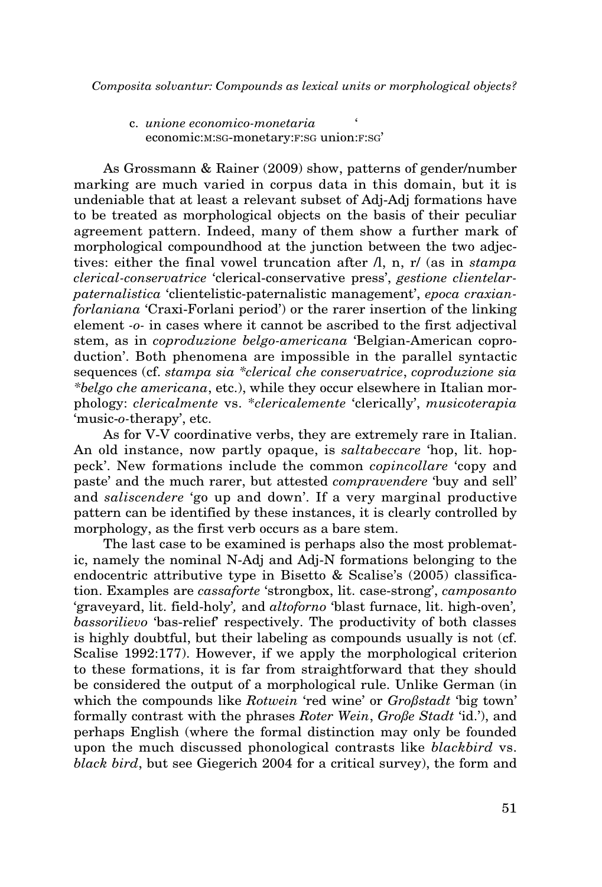c. *unione economico-monetaria* ‘economic:M:SG-monetary:F:SG union:F:SG’

As Grossmann & Rainer (2009) show, patterns of gender/number marking are much varied in corpus data in this domain, but it is undeniable that at least a relevant subset of Adj-Adj formations have to be treated as morphological objects on the basis of their peculiar agreement pattern. Indeed, many of them show a further mark of morphological compoundhood at the junction between the two adjectives: either the final vowel truncation after /l, n, r/ (as in *stampa clerical-conservatrice* ‘clerical-conservative press’, *gestione clientelar-paternalistica* ‘clientelistic-paternalistic management’, *epoca craxian-forlaniana* ‘Craxi-Forlani period’) or the rarer insertion of the linking element *-o-* in cases where it cannot be ascribed to the first adjectival stem, as in *coproduzione belgo-americana* ‘Belgian-American coproduction’. Both phenomena are impossible in the parallel syntactic sequences (cf. *stampa sia \*clerical che conservatrice*, *coproduzione sia \*belgo che americana*, etc.), while they occur elsewhere in Italian morphology: *clericalmente* vs. *\*clericalemente* ‘clerically’, *musicoterapia* ‘music-*o*-therapy’, etc.

As for V-V coordinative verbs, they are extremely rare in Italian. An old instance, now partly opaque, is *saltabeccare* ‘hop, lit. hop-peck’. New formations include the common *copincollare* ‘copy and paste’ and the much rarer, but attested *compravendere* ‘buy and sell’ and *saliscendere* ‘go up and down’. If a very marginal productive pattern can be identified by these instances, it is clearly controlled by morphology, as the first verb occurs as a bare stem.

The last case to be examined is perhaps also the most problematic, namely the nominal N-Adj and Adj-N formations belonging to the endocentric attributive type in Bisetto & Scalise’s (2005) classification. Examples are *cassaforte* ‘strongbox, lit. case-strong’, *camposanto* ‘graveyard, lit. field-holy’, and *altoforno* ‘blast furnace, lit. high-oven’, *bassorilievo* ‘bas-relief’ respectively. The productivity of both classes is highly doubtful, but their labeling as compounds usually is not (cf. Scalise 1992:177). However, if we apply the morphological criterion to these formations, it is far from straightforward that they should be considered the output of a morphological rule. Unlike German (in which the compounds like *Rotwein* ‘red wine’ or *Großstadt* ‘big town’ formally contrast with the phrases *Roter Wein*, *Große Stadt* ‘id.’), and perhaps English (where the formal distinction may only be founded upon the much discussed phonological contrasts like *blackbird* vs. *black bird*, but see Giegerich 2004 for a critical survey), the form and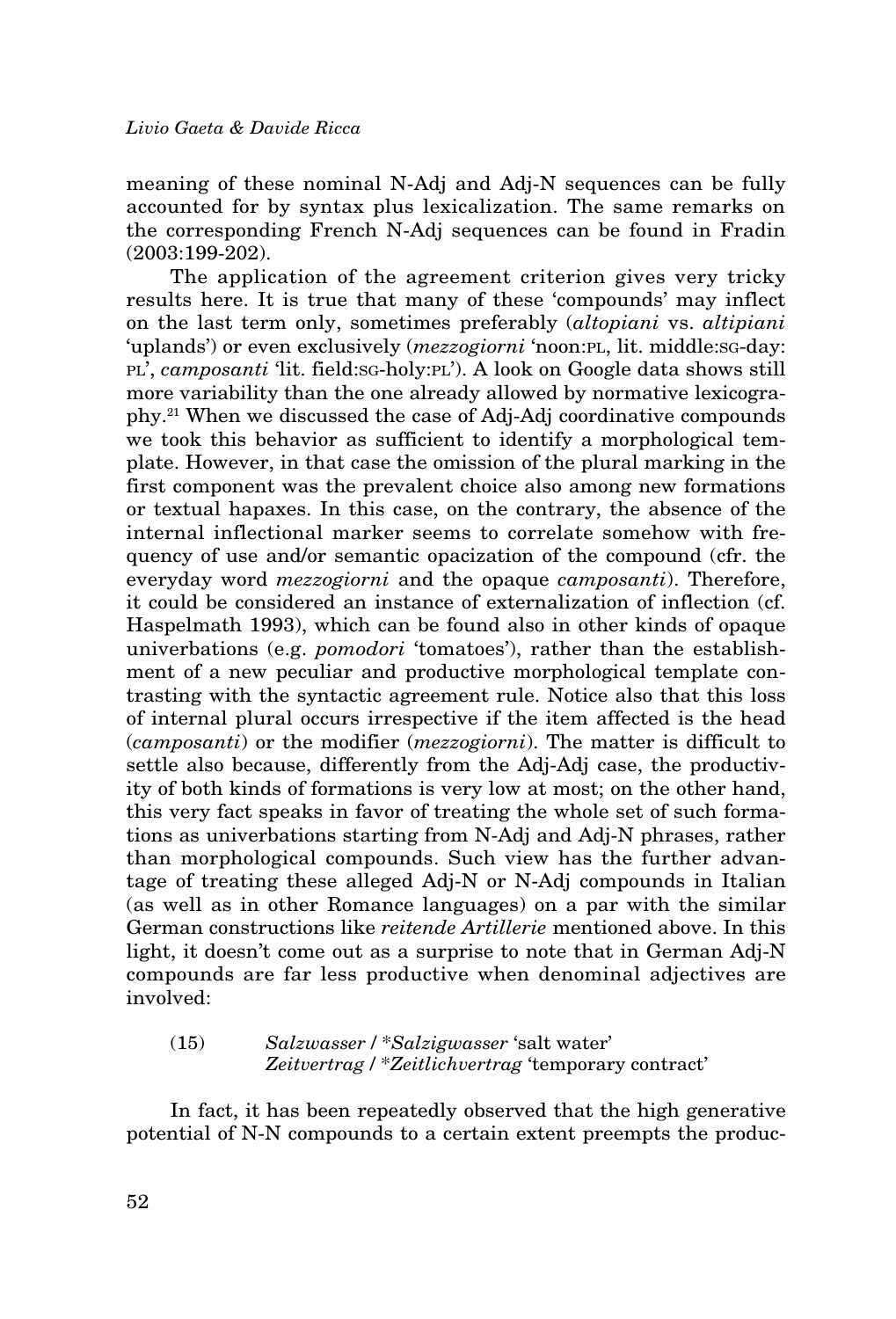meaning of these nominal N-Adj and Adj-N sequences can be fully accounted for by syntax plus lexicalization. The same remarks on the corresponding French N-Adj sequences can be found in Fradin (2003:199-202).

The application of the agreement criterion gives very tricky results here. It is true that many of these 'compounds' may inflect on the last term only, sometimes preferably (*altopiani* vs. *altipiani* 'uplands') or even exclusively (*mezzogiorni* 'noon:PL, lit. middle:SG-day:PL', *camposanti* 'lit. field:SG-holy:PL'). A look on Google data shows still more variability than the one already allowed by normative lexicography.[21] When we discussed the case of Adj-Adj coordinative compounds we took this behavior as sufficient to identify a morphological template. However, in that case the omission of the plural marking in the first component was the prevalent choice also among new formations or textual hapaxes. In this case, on the contrary, the absence of the internal inflectional marker seems to correlate somehow with frequency of use and/or semantic opacization of the compound (cfr. the everyday word *mezzogiorni* and the opaque *camposanti*). Therefore, it could be considered an instance of externalization of inflection (cf. Haspelmath 1993), which can be found also in other kinds of opaque univerbations (e.g. *pomodori* 'tomatoes'), rather than the establishment of a new peculiar and productive morphological template contrasting with the syntactic agreement rule. Notice also that this loss of internal plural occurs irrespective if the item affected is the head (*camposanti*) or the modifier (*mezzogiorni*). The matter is difficult to settle also because, differently from the Adj-Adj case, the productivity of both kinds of formations is very low at most; on the other hand, this very fact speaks in favor of treating the whole set of such formations as univerbations starting from N-Adj and Adj-N phrases, rather than morphological compounds. Such view has the further advantage of treating these alleged Adj-N or N-Adj compounds in Italian (as well as in other Romance languages) on a par with the similar German constructions like *reitende Artillerie* mentioned above. In this light, it doesn't come out as a surprise to note that in German Adj-N compounds are far less productive when denominal adjectives are involved:

(15) *Salzwasser* / \**Salzigwasser* 'salt water'
*Zeitvertrag* / \**Zeitlichvertrag* 'temporary contract'

In fact, it has been repeatedly observed that the high generative potential of N-N compounds to a certain extent preempts the produc-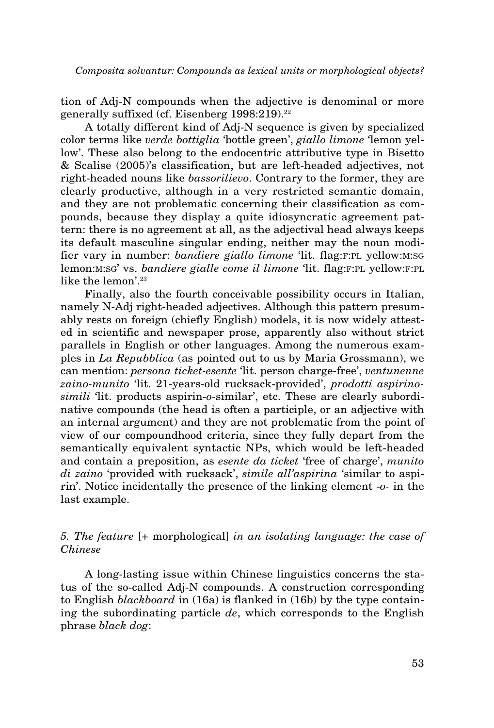tion of Adj-N compounds when the adjective is denominal or more generally suffixed (cf. Eisenberg 1998:219).[22]

A totally different kind of Adj-N sequence is given by specialized color terms like *verde bottiglia* 'bottle green', *giallo limone* 'lemon yellow'. These also belong to the endocentric attributive type in Bisetto & Scalise (2005)'s classification, but are left-headed adjectives, not right-headed nouns like *bassorilievo*. Contrary to the former, they are clearly productive, although in a very restricted semantic domain, and they are not problematic concerning their classification as compounds, because they display a quite idiosyncratic agreement pattern: there is no agreement at all, as the adjectival head always keeps its default masculine singular ending, neither may the noun modifier vary in number: *bandiere giallo limone* 'lit. flag:F:PL yellow:M:SG lemon:M:SG' vs. *bandiere gialle come il limone* 'lit. flag:F:PL yellow:F:PL like the lemon'.[23]

Finally, also the fourth conceivable possibility occurs in Italian, namely N-Adj right-headed adjectives. Although this pattern presumably rests on foreign (chiefly English) models, it is now widely attested in scientific and newspaper prose, apparently also without strict parallels in English or other languages. Among the numerous examples in *La Repubblica* (as pointed out to us by Maria Grossmann), we can mention: *persona ticket-esente* 'lit. person charge-free', *ventunenne zaino-munito* 'lit. 21-years-old rucksack-provided', *prodotti aspirino-simili* 'lit. products aspirin-*o*-similar', etc. These are clearly subordinative compounds (the head is often a participle, or an adjective with an internal argument) and they are not problematic from the point of view of our compoundhood criteria, since they fully depart from the semantically equivalent syntactic NPs, which would be left-headed and contain a preposition, as *esente da ticket* 'free of charge', *munito di zaino* 'provided with rucksack', *simile all'aspirina* 'similar to aspirin'. Notice incidentally the presence of the linking element *-o-* in the last example.

## 5. *The feature* [+ morphological] *in an isolating language: the case of Chinese*

A long-lasting issue within Chinese linguistics concerns the status of the so-called Adj-N compounds. A construction corresponding to English *blackboard* in (16a) is flanked in (16b) by the type containing the subordinating particle *de*, which corresponds to the English phrase *black dog*: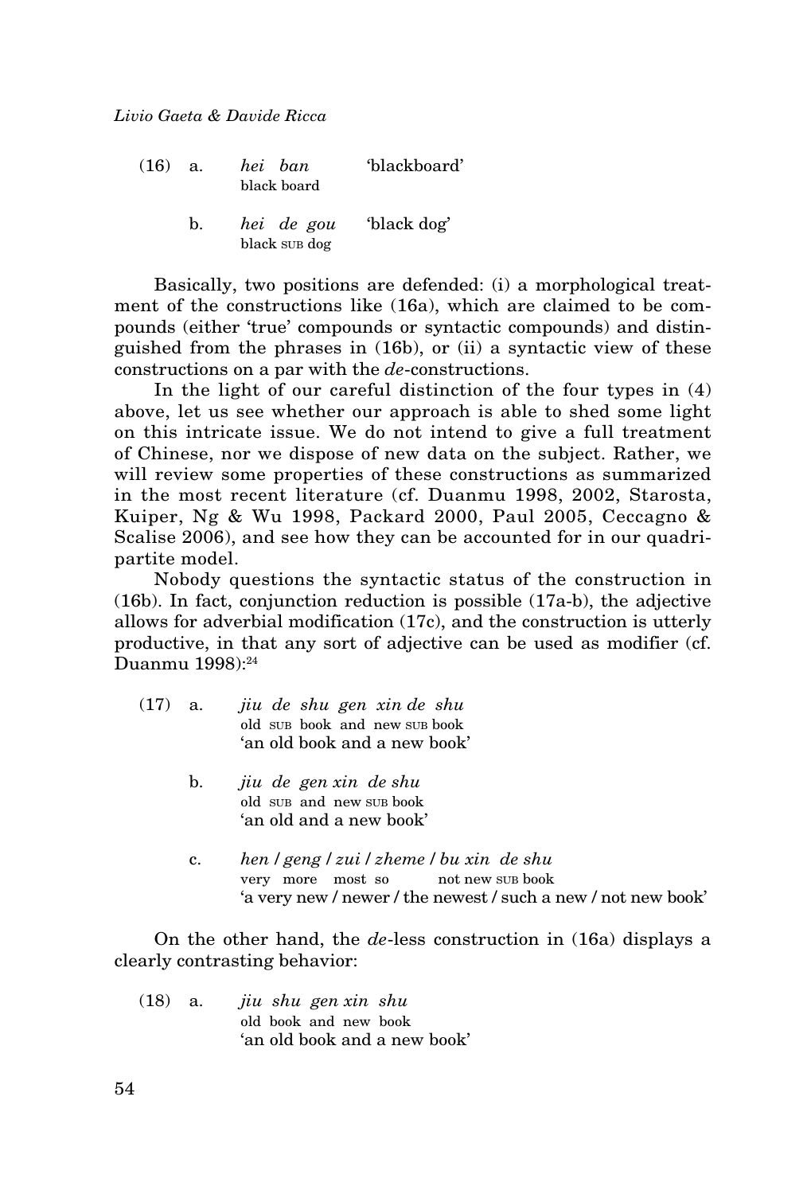(16) a. *hei ban* 'blackboard'
   black board

 b. *hei de gou* 'black dog'
   black SUB dog

Basically, two positions are defended: (i) a morphological treatment of the constructions like (16a), which are claimed to be compounds (either 'true' compounds or syntactic compounds) and distinguished from the phrases in (16b), or (ii) a syntactic view of these constructions on a par with the *de*-constructions.

In the light of our careful distinction of the four types in (4) above, let us see whether our approach is able to shed some light on this intricate issue. We do not intend to give a full treatment of Chinese, nor we dispose of new data on the subject. Rather, we will review some properties of these constructions as summarized in the most recent literature (cf. Duanmu 1998, 2002, Starosta, Kuiper, Ng & Wu 1998, Packard 2000, Paul 2005, Ceccagno & Scalise 2006), and see how they can be accounted for in our quadripartite model.

Nobody questions the syntactic status of the construction in (16b). In fact, conjunction reduction is possible (17a-b), the adjective allows for adverbial modification (17c), and the construction is utterly productive, in that any sort of adjective can be used as modifier (cf. Duanmu 1998):[24]

(17) a. *jiu de shu gen xin de shu*
   old SUB book and new SUB book
   'an old book and a new book'

 b. *jiu de gen xin de shu*
   old SUB and new SUB book
   'an old and a new book'

 c. *hen / geng / zui / zheme / bu xin de shu*
   very more most so not new SUB book
   'a very new / newer / the newest / such a new / not new book'

On the other hand, the *de*-less construction in (16a) displays a clearly contrasting behavior:

(18) a. *jiu shu gen xin shu*
   old book and new book
   'an old book and a new book'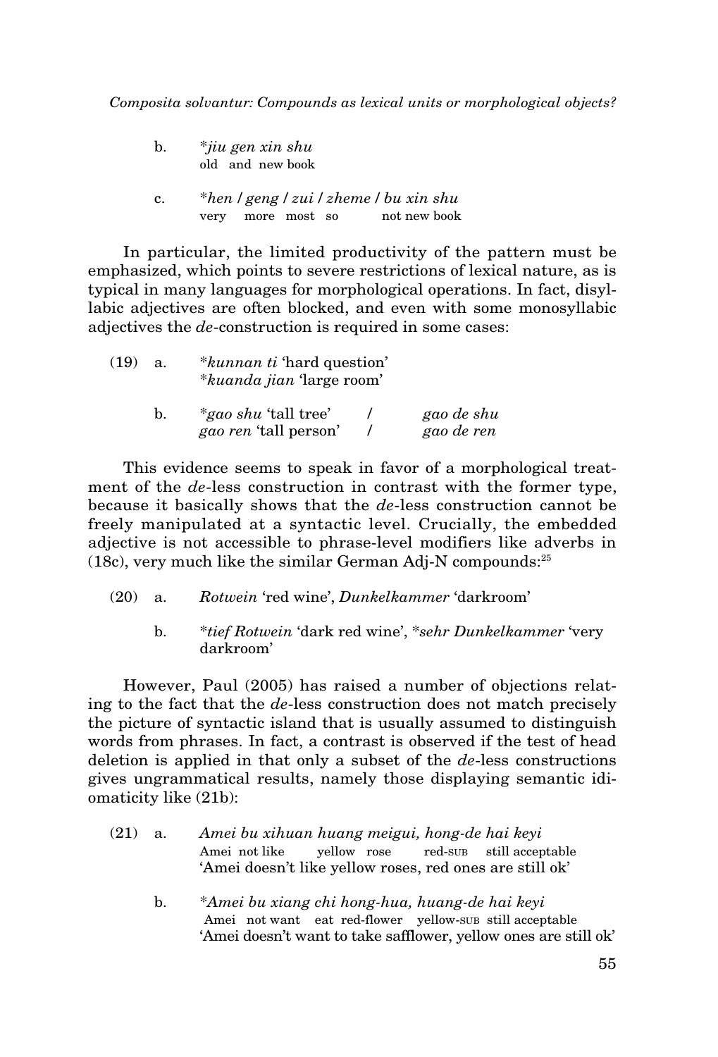b. *\*jiu gen xin shu*
   old and new book

c. *\*hen / geng / zui / zheme / bu xin shu*
   very more most so not new book

In particular, the limited productivity of the pattern must be emphasized, which points to severe restrictions of lexical nature, as is typical in many languages for morphological operations. In fact, disyllabic adjectives are often blocked, and even with some monosyllabic adjectives the *de*-construction is required in some cases:

(19) a. *\*kunnan ti* 'hard question'
   *\*kuanda jian* 'large room'

b. *\*gao shu* 'tall tree' / *gao de shu*
   *gao ren* 'tall person' / *gao de ren*

This evidence seems to speak in favor of a morphological treatment of the *de*-less construction in contrast with the former type, because it basically shows that the *de*-less construction cannot be freely manipulated at a syntactic level. Crucially, the embedded adjective is not accessible to phrase-level modifiers like adverbs in (18c), very much like the similar German Adj-N compounds:[25]

(20) a. *Rotwein* 'red wine', *Dunkelkammer* 'darkroom'

b. *\*tief Rotwein* 'dark red wine', *\*sehr Dunkelkammer* 'very darkroom'

However, Paul (2005) has raised a number of objections relating to the fact that the *de*-less construction does not match precisely the picture of syntactic island that is usually assumed to distinguish words from phrases. In fact, a contrast is observed if the test of head deletion is applied in that only a subset of the *de*-less constructions gives ungrammatical results, namely those displaying semantic idiomaticity like (21b):

(21) a. *Amei bu xihuan huang meigui, hong-de hai keyi*
   Amei not like yellow rose red-SUB still acceptable
   'Amei doesn't like yellow roses, red ones are still ok'

b. *\*Amei bu xiang chi hong-hua, huang-de hai keyi*
   Amei not want eat red-flower yellow-SUB still acceptable
   'Amei doesn't want to take safflower, yellow ones are still ok'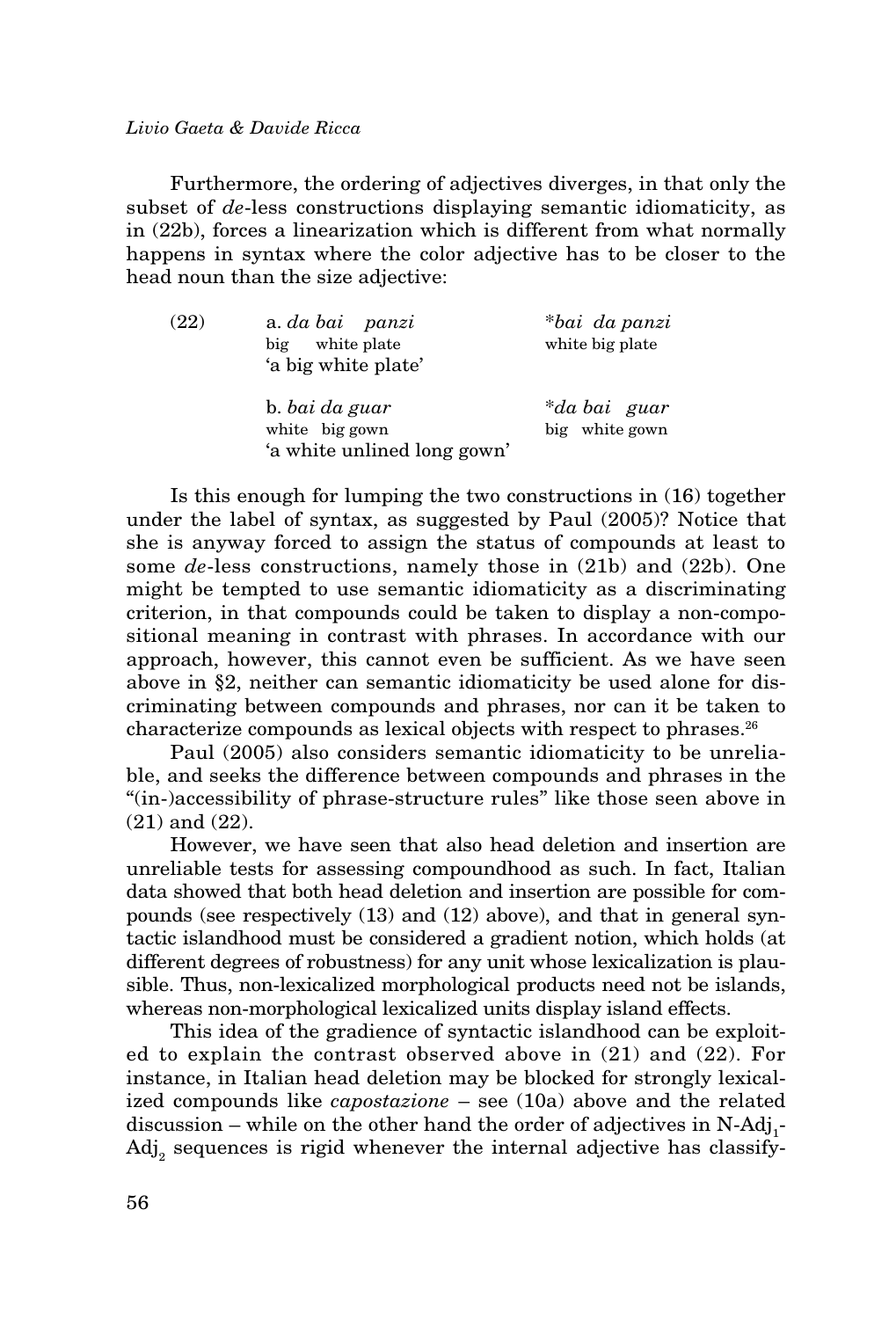Furthermore, the ordering of adjectives diverges, in that only the subset of *de*-less constructions displaying semantic idiomaticity, as in (22b), forces a linearization which is different from what normally happens in syntax where the color adjective has to be closer to the head noun than the size adjective:

(22) a. *da bai panzi* &nbsp;&nbsp;&nbsp;&nbsp; *\*bai da panzi*
big white plate &nbsp;&nbsp;&nbsp;&nbsp; white big plate
'a big white plate'

b. *bai da guar* &nbsp;&nbsp;&nbsp;&nbsp; *\*da bai guar*
white big gown &nbsp;&nbsp;&nbsp;&nbsp; big white gown
'a white unlined long gown'

Is this enough for lumping the two constructions in (16) together under the label of syntax, as suggested by Paul (2005)? Notice that she is anyway forced to assign the status of compounds at least to some *de*-less constructions, namely those in (21b) and (22b). One might be tempted to use semantic idiomaticity as a discriminating criterion, in that compounds could be taken to display a non-compositional meaning in contrast with phrases. In accordance with our approach, however, this cannot even be sufficient. As we have seen above in §2, neither can semantic idiomaticity be used alone for discriminating between compounds and phrases, nor can it be taken to characterize compounds as lexical objects with respect to phrases.[26]

Paul (2005) also considers semantic idiomaticity to be unreliable, and seeks the difference between compounds and phrases in the "(in-)accessibility of phrase-structure rules" like those seen above in (21) and (22).

However, we have seen that also head deletion and insertion are unreliable tests for assessing compoundhood as such. In fact, Italian data showed that both head deletion and insertion are possible for compounds (see respectively (13) and (12) above), and that in general syntactic islandhood must be considered a gradient notion, which holds (at different degrees of robustness) for any unit whose lexicalization is plausible. Thus, non-lexicalized morphological products need not be islands, whereas non-morphological lexicalized units display island effects.

This idea of the gradience of syntactic islandhood can be exploited to explain the contrast observed above in (21) and (22). For instance, in Italian head deletion may be blocked for strongly lexicalized compounds like *capostazione* – see (10a) above and the related discussion – while on the other hand the order of adjectives in N-$Adj_1$-$Adj_2$ sequences is rigid whenever the internal adjective has classify-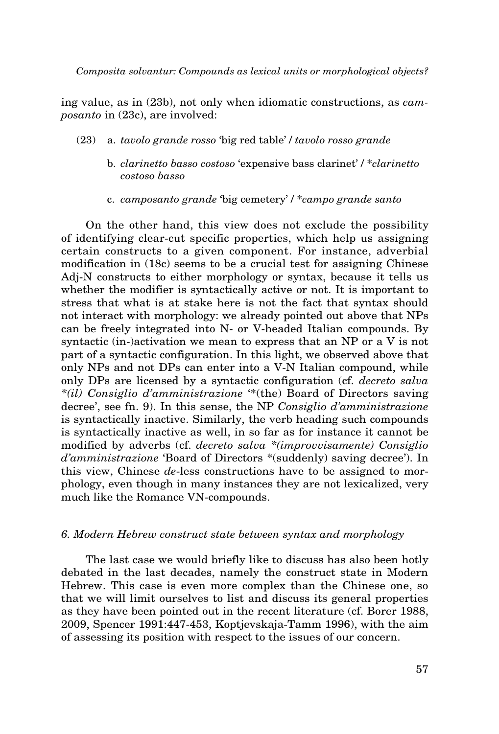ing value, as in (23b), not only when idiomatic constructions, as *camposanto* in (23c), are involved:

(23) a. *tavolo grande rosso* 'big red table' / *tavolo rosso grande*

b. *clarinetto basso costoso* 'expensive bass clarinet' / **clarinetto costoso basso*

c. *camposanto grande* 'big cemetery' / **campo grande santo*

On the other hand, this view does not exclude the possibility of identifying clear-cut specific properties, which help us assigning certain constructs to a given component. For instance, adverbial modification in (18c) seems to be a crucial test for assigning Chinese Adj-N constructs to either morphology or syntax, because it tells us whether the modifier is syntactically active or not. It is important to stress that what is at stake here is not the fact that syntax should not interact with morphology: we already pointed out above that NPs can be freely integrated into N- or V-headed Italian compounds. By syntactic (in-)activation we mean to express that an NP or a V is not part of a syntactic configuration. In this light, we observed above that only NPs and not DPs can enter into a V-N Italian compound, while only DPs are licensed by a syntactic configuration (cf. *decreto salva *(il) Consiglio d'amministrazione* '*(the) Board of Directors saving decree', see fn. 9). In this sense, the NP *Consiglio d'amministrazione* is syntactically inactive. Similarly, the verb heading such compounds is syntactically inactive as well, in so far as for instance it cannot be modified by adverbs (cf. *decreto salva *(improvvisamente) Consiglio d'amministrazione* 'Board of Directors *(suddenly) saving decree'). In this view, Chinese *de*-less constructions have to be assigned to morphology, even though in many instances they are not lexicalized, very much like the Romance VN-compounds.

### *6. Modern Hebrew construct state between syntax and morphology*

The last case we would briefly like to discuss has also been hotly debated in the last decades, namely the construct state in Modern Hebrew. This case is even more complex than the Chinese one, so that we will limit ourselves to list and discuss its general properties as they have been pointed out in the recent literature (cf. Borer 1988, 2009, Spencer 1991:447-453, Koptjevskaja-Tamm 1996), with the aim of assessing its position with respect to the issues of our concern.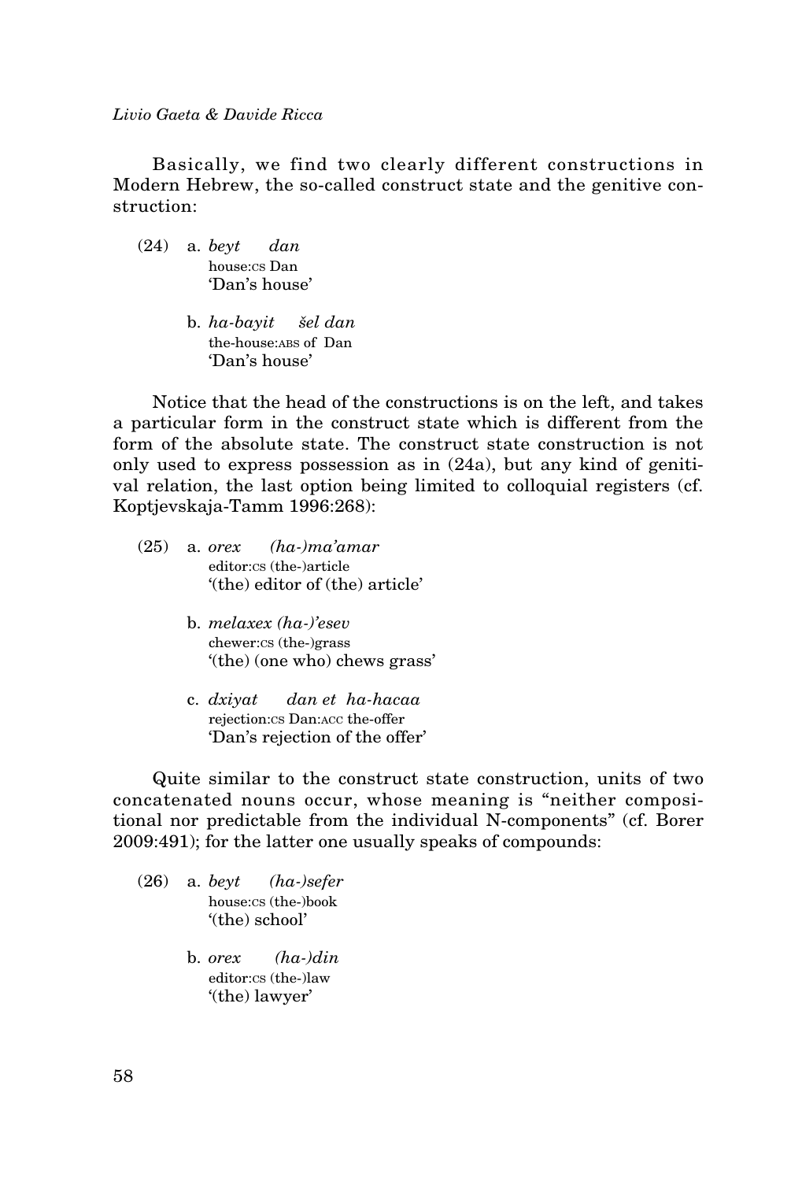Basically, we find two clearly different constructions in Modern Hebrew, the so-called construct state and the genitive construction:

(24) a. *beyt dan*
house:CS Dan
'Dan's house'

b. *ha-bayit šel dan*
the-house:ABS of Dan
'Dan's house'

Notice that the head of the constructions is on the left, and takes a particular form in the construct state which is different from the form of the absolute state. The construct state construction is not only used to express possession as in (24a), but any kind of genitival relation, the last option being limited to colloquial registers (cf. Koptjevskaja-Tamm 1996:268):

(25) a. *orex (ha-)ma'amar*
editor:CS (the-)article
'(the) editor of (the) article'

b. *melaxex (ha-)'esev*
chewer:CS (the-)grass
'(the) (one who) chews grass'

c. *dxiyat dan et ha-hacaa*
rejection:CS Dan:ACC the-offer
'Dan's rejection of the offer'

Quite similar to the construct state construction, units of two concatenated nouns occur, whose meaning is "neither compositional nor predictable from the individual N-components" (cf. Borer 2009:491); for the latter one usually speaks of compounds:

(26) a. *beyt (ha-)sefer*
house:CS (the-)book
'(the) school'

b. *orex (ha-)din*
editor:CS (the-)law
'(the) lawyer'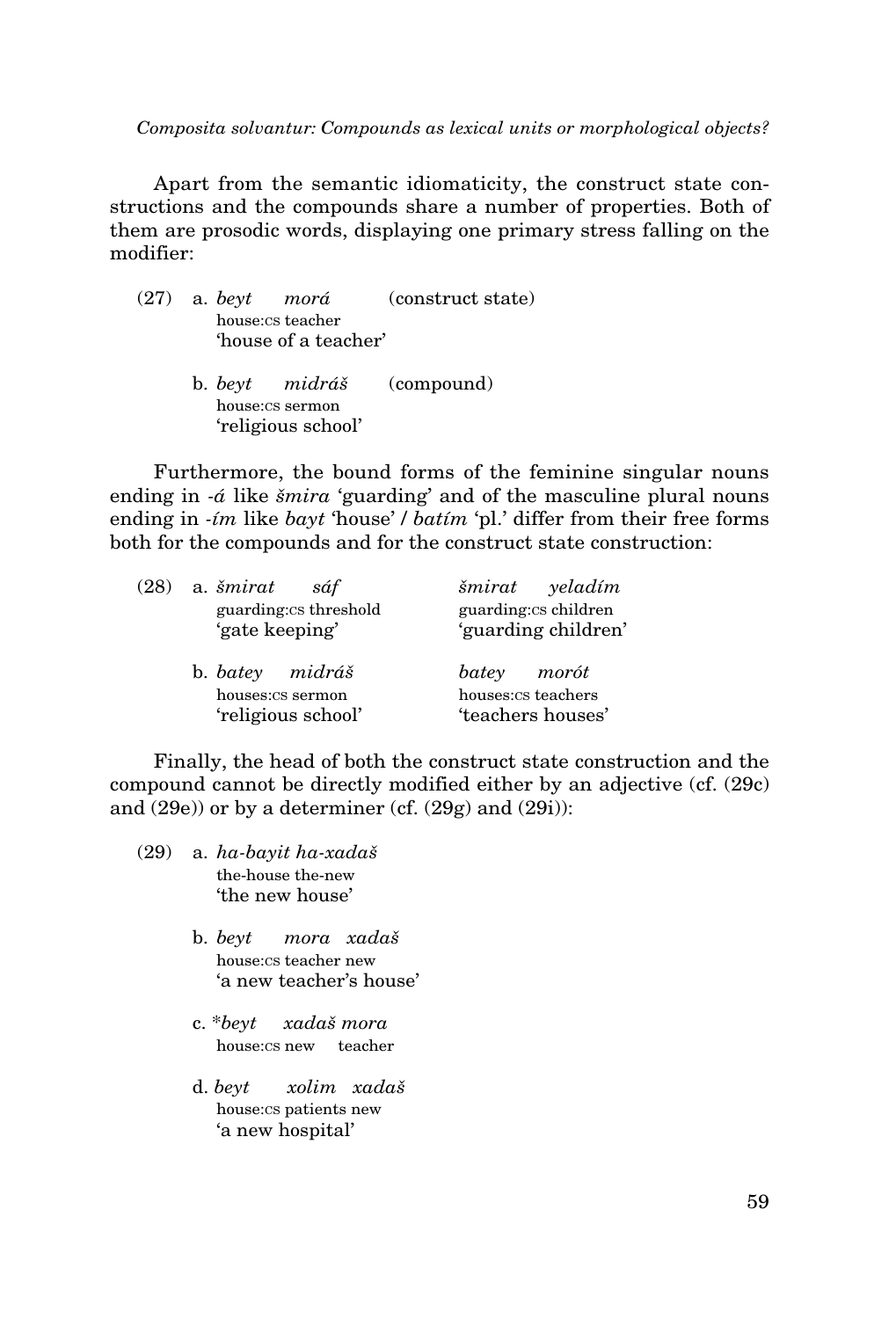Apart from the semantic idiomaticity, the construct state constructions and the compounds share a number of properties. Both of them are prosodic words, displaying one primary stress falling on the modifier:

(27) a. *beyt morá* (construct state)
house:CS teacher
'house of a teacher'

b. *beyt midráš* (compound)
house:CS sermon
'religious school'

Furthermore, the bound forms of the feminine singular nouns ending in *-á* like *šmira* 'guarding' and of the masculine plural nouns ending in *-ím* like *bayt* 'house' / *batím* 'pl.' differ from their free forms both for the compounds and for the construct state construction:

(28) a. *šmirat sáf* — guarding:CS threshold — 'gate keeping'
*šmirat yeladím* — guarding:CS children — 'guarding children'

b. *batey midráš* — houses:CS sermon — 'religious school'
*batey morót* — houses:CS teachers — 'teachers houses'

Finally, the head of both the construct state construction and the compound cannot be directly modified either by an adjective (cf. (29c) and (29e)) or by a determiner (cf. (29g) and (29i)):

(29) a. *ha-bayit ha-xadaš*
the-house the-new
'the new house'

b. *beyt mora xadaš*
house:CS teacher new
'a new teacher's house'

c. \**beyt xadaš mora*
house:CS new teacher

d. *beyt xolim xadaš*
house:CS patients new
'a new hospital'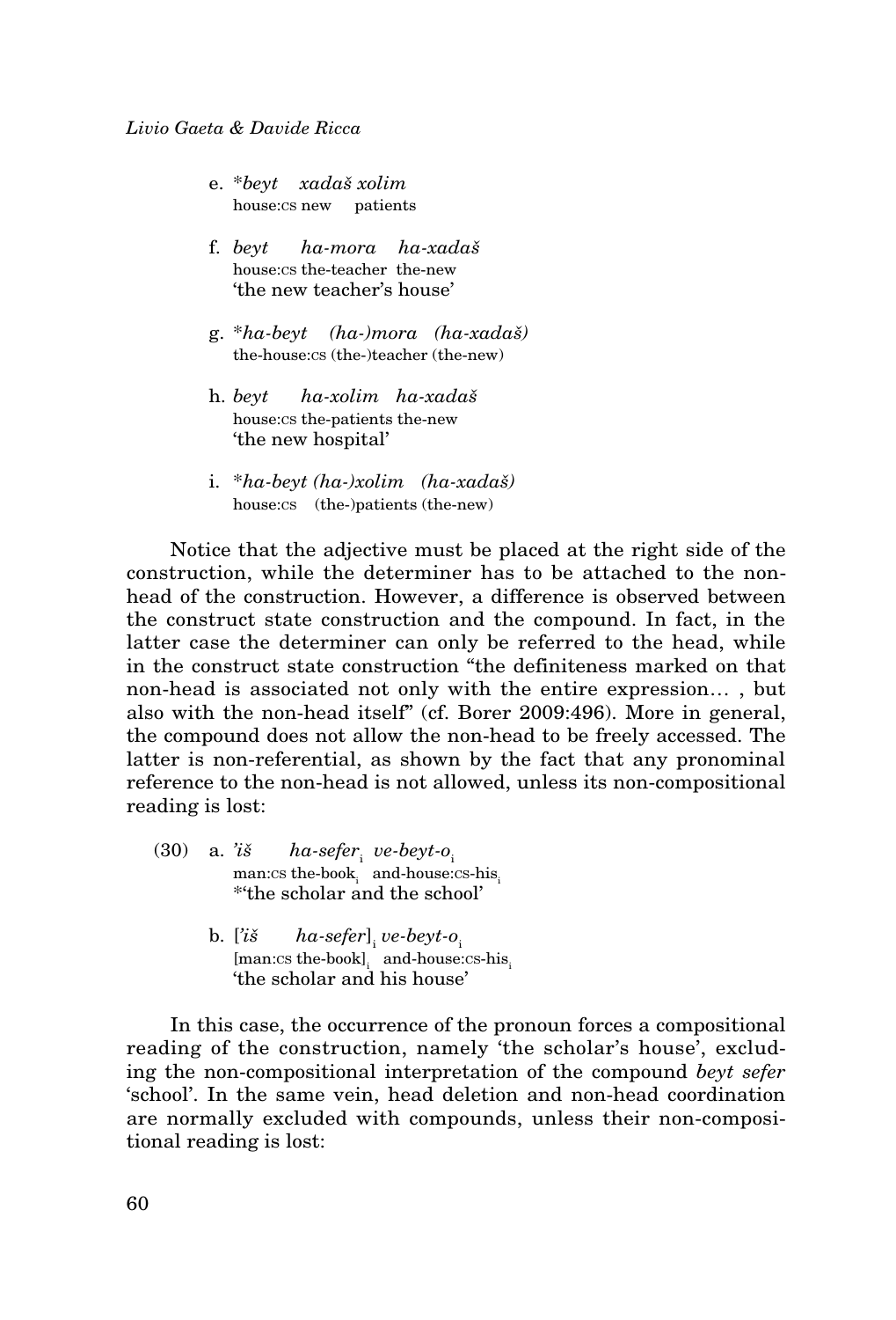e. \*_beyt xadaš xolim_
house:CS new patients

f. _beyt ha-mora ha-xadaš_
house:CS the-teacher the-new
'the new teacher's house'

g. \*_ha-beyt (ha-)mora (ha-xadaš)_
the-house:CS (the-)teacher (the-new)

h. _beyt ha-xolim ha-xadaš_
house:CS the-patients the-new
'the new hospital'

i. \*_ha-beyt (ha-)xolim (ha-xadaš)_
house:CS (the-)patients (the-new)

Notice that the adjective must be placed at the right side of the construction, while the determiner has to be attached to the non-head of the construction. However, a difference is observed between the construct state construction and the compound. In fact, in the latter case the determiner can only be referred to the head, while in the construct state construction "the definiteness marked on that non-head is associated not only with the entire expression… , but also with the non-head itself" (cf. Borer 2009:496). More in general, the compound does not allow the non-head to be freely accessed. The latter is non-referential, as shown by the fact that any pronominal reference to the non-head is not allowed, unless its non-compositional reading is lost:

(30) a. _'iš ha-sefer_$_i$ _ve-beyt-o_$_i$
man:CS the-book$_i$ and-house:CS-his$_i$
\*'the scholar and the school'

b. [_'iš ha-sefer_]$_i$ _ve-beyt-o_$_i$
[man:CS the-book]$_i$ and-house:CS-his$_i$
'the scholar and his house'

In this case, the occurrence of the pronoun forces a compositional reading of the construction, namely 'the scholar's house', excluding the non-compositional interpretation of the compound _beyt sefer_ 'school'. In the same vein, head deletion and non-head coordination are normally excluded with compounds, unless their non-compositional reading is lost: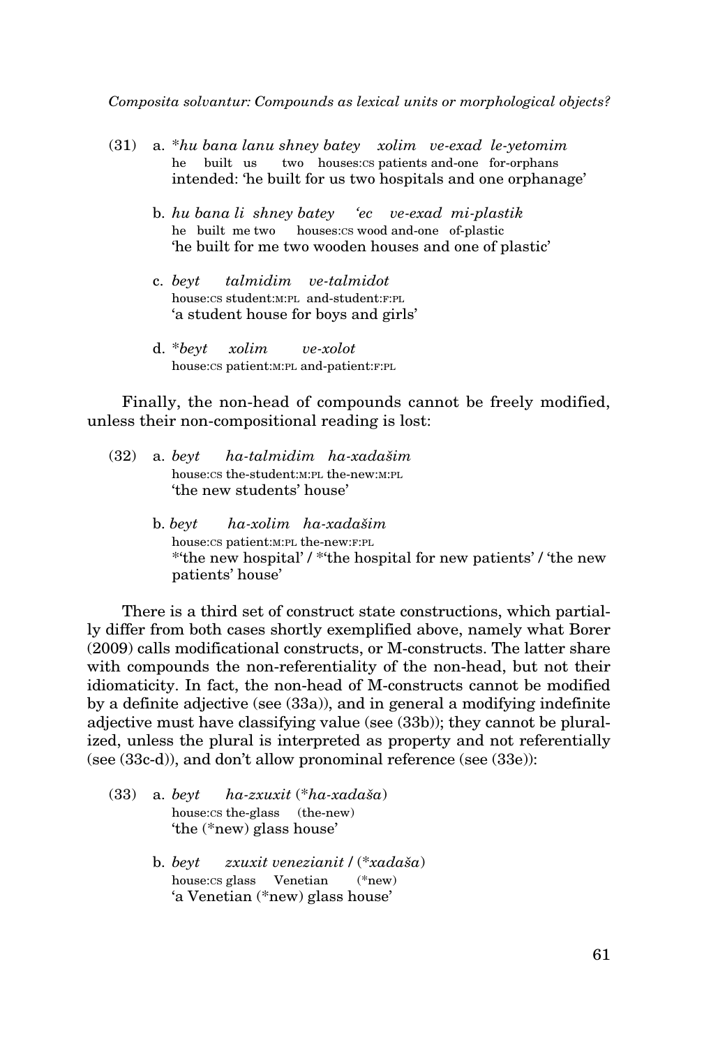(31) a. \*_hu bana lanu shney batey xolim ve-exad le-yetomim_
he built us two houses:CS patients and-one for-orphans
intended: 'he built for us two hospitals and one orphanage'

b. _hu bana li shney batey 'ec ve-exad mi-plastik_
he built me two houses:CS wood and-one of-plastic
'he built for me two wooden houses and one of plastic'

c. _beyt talmidim ve-talmidot_
house:CS student:M:PL and-student:F:PL
'a student house for boys and girls'

d. \*_beyt xolim ve-xolot_
house:CS patient:M:PL and-patient:F:PL

Finally, the non-head of compounds cannot be freely modified, unless their non-compositional reading is lost:

(32) a. _beyt ha-talmidim ha-xadašim_
house:CS the-student:M:PL the-new:M:PL
'the new students' house'

b. _beyt ha-xolim ha-xadašim_
house:CS patient:M:PL the-new:F:PL
\*'the new hospital' / \*'the hospital for new patients' / 'the new patients' house'

There is a third set of construct state constructions, which partially differ from both cases shortly exemplified above, namely what Borer (2009) calls modificational constructs, or M-constructs. The latter share with compounds the non-referentiality of the non-head, but not their idiomaticity. In fact, the non-head of M-constructs cannot be modified by a definite adjective (see (33a)), and in general a modifying indefinite adjective must have classifying value (see (33b)); they cannot be pluralized, unless the plural is interpreted as property and not referentially (see (33c-d)), and don't allow pronominal reference (see (33e)):

(33) a. _beyt ha-zxuxit_ (\*_ha-xadaša_)
house:CS the-glass (the-new)
'the (\*new) glass house'

b. _beyt zxuxit venezianit_ / (\*_xadaša_)
house:CS glass Venetian (\*new)
'a Venetian (\*new) glass house'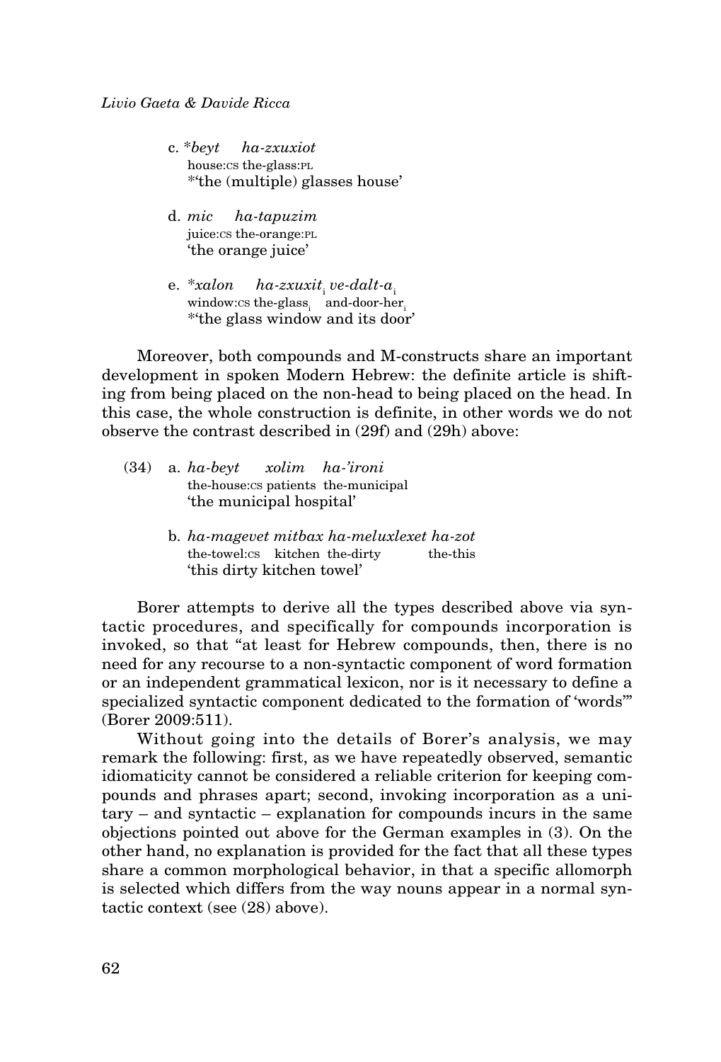c. \*_beyt ha-zxuxiot_
house:CS the-glass:PL
\*'the (multiple) glasses house'

d. _mic ha-tapuzim_
juice:CS the-orange:PL
'the orange juice'

e. \*_xalon ha-zxuxit_$_i$ _ve-dalt-a_$_i$
window:CS the-glass$_i$ and-door-her$_i$
\*'the glass window and its door'

Moreover, both compounds and M-constructs share an important development in spoken Modern Hebrew: the definite article is shifting from being placed on the non-head to being placed on the head. In this case, the whole construction is definite, in other words we do not observe the contrast described in (29f) and (29h) above:

(34) a. _ha-beyt xolim ha-'ironi_
the-house:CS patients the-municipal
'the municipal hospital'

b. _ha-magevet mitbax ha-meluxlexet ha-zot_
the-towel:CS kitchen the-dirty the-this
'this dirty kitchen towel'

Borer attempts to derive all the types described above via syntactic procedures, and specifically for compounds incorporation is invoked, so that "at least for Hebrew compounds, then, there is no need for any recourse to a non-syntactic component of word formation or an independent grammatical lexicon, nor is it necessary to define a specialized syntactic component dedicated to the formation of 'words'" (Borer 2009:511).

Without going into the details of Borer's analysis, we may remark the following: first, as we have repeatedly observed, semantic idiomaticity cannot be considered a reliable criterion for keeping compounds and phrases apart; second, invoking incorporation as a unitary – and syntactic – explanation for compounds incurs in the same objections pointed out above for the German examples in (3). On the other hand, no explanation is provided for the fact that all these types share a common morphological behavior, in that a specific allomorph is selected which differs from the way nouns appear in a normal syntactic context (see (28) above).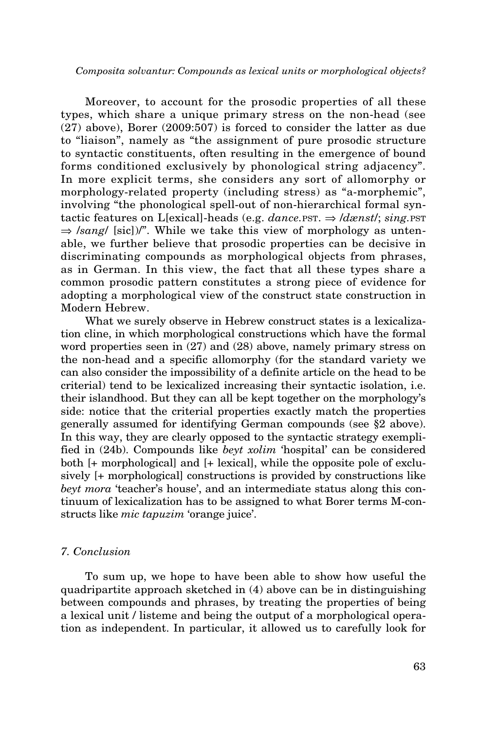Moreover, to account for the prosodic properties of all these types, which share a unique primary stress on the non-head (see (27) above), Borer (2009:507) is forced to consider the latter as due to "liaison", namely as "the assignment of pure prosodic structure to syntactic constituents, often resulting in the emergence of bound forms conditioned exclusively by phonological string adjacency". In more explicit terms, she considers any sort of allomorphy or morphology-related property (including stress) as "a-morphemic", involving "the phonological spell-out of non-hierarchical formal syntactic features on L[exical]-heads (e.g. *dance*.PST. ⇒ /*dænst*/; *sing*.PST ⇒ /*sang*/ [sic])/". While we take this view of morphology as untenable, we further believe that prosodic properties can be decisive in discriminating compounds as morphological objects from phrases, as in German. In this view, the fact that all these types share a common prosodic pattern constitutes a strong piece of evidence for adopting a morphological view of the construct state construction in Modern Hebrew.

What we surely observe in Hebrew construct states is a lexicalization cline, in which morphological constructions which have the formal word properties seen in (27) and (28) above, namely primary stress on the non-head and a specific allomorphy (for the standard variety we can also consider the impossibility of a definite article on the head to be criterial) tend to be lexicalized increasing their syntactic isolation, i.e. their islandhood. But they can all be kept together on the morphology's side: notice that the criterial properties exactly match the properties generally assumed for identifying German compounds (see §2 above). In this way, they are clearly opposed to the syntactic strategy exemplified in (24b). Compounds like *beyt xolim* 'hospital' can be considered both [+ morphological] and [+ lexical], while the opposite pole of exclusively [+ morphological] constructions is provided by constructions like *beyt mora* 'teacher's house', and an intermediate status along this continuum of lexicalization has to be assigned to what Borer terms M-constructs like *mic tapuzim* 'orange juice'.

## *7. Conclusion*

To sum up, we hope to have been able to show how useful the quadripartite approach sketched in (4) above can be in distinguishing between compounds and phrases, by treating the properties of being a lexical unit / listeme and being the output of a morphological operation as independent. In particular, it allowed us to carefully look for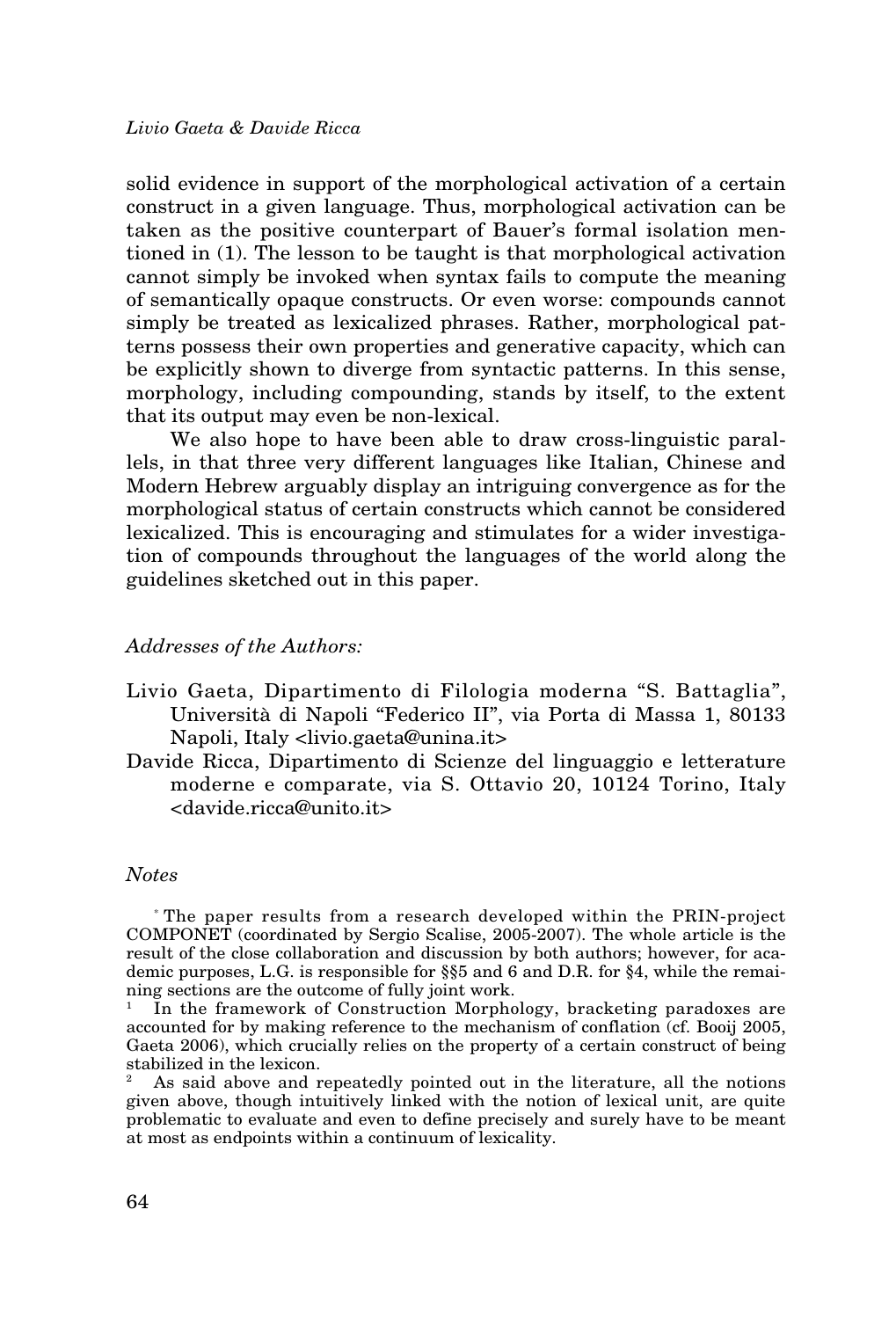solid evidence in support of the morphological activation of a certain construct in a given language. Thus, morphological activation can be taken as the positive counterpart of Bauer's formal isolation mentioned in (1). The lesson to be taught is that morphological activation cannot simply be invoked when syntax fails to compute the meaning of semantically opaque constructs. Or even worse: compounds cannot simply be treated as lexicalized phrases. Rather, morphological patterns possess their own properties and generative capacity, which can be explicitly shown to diverge from syntactic patterns. In this sense, morphology, including compounding, stands by itself, to the extent that its output may even be non-lexical.

We also hope to have been able to draw cross-linguistic parallels, in that three very different languages like Italian, Chinese and Modern Hebrew arguably display an intriguing convergence as for the morphological status of certain constructs which cannot be considered lexicalized. This is encouraging and stimulates for a wider investigation of compounds throughout the languages of the world along the guidelines sketched out in this paper.

*Addresses of the Authors:*

Livio Gaeta, Dipartimento di Filologia moderna "S. Battaglia", Università di Napoli "Federico II", via Porta di Massa 1, 80133 Napoli, Italy <livio.gaeta@unina.it>

Davide Ricca, Dipartimento di Scienze del linguaggio e letterature moderne e comparate, via S. Ottavio 20, 10124 Torino, Italy <davide.ricca@unito.it>

*Notes*

[*] The paper results from a research developed within the PRIN-project COMPONET (coordinated by Sergio Scalise, 2005-2007). The whole article is the result of the close collaboration and discussion by both authors; however, for academic purposes, L.G. is responsible for §§5 and 6 and D.R. for §4, while the remaining sections are the outcome of fully joint work.

[1] In the framework of Construction Morphology, bracketing paradoxes are accounted for by making reference to the mechanism of conflation (cf. Booij 2005, Gaeta 2006), which crucially relies on the property of a certain construct of being stabilized in the lexicon.

[2] As said above and repeatedly pointed out in the literature, all the notions given above, though intuitively linked with the notion of lexical unit, are quite problematic to evaluate and even to define precisely and surely have to be meant at most as endpoints within a continuum of lexicality.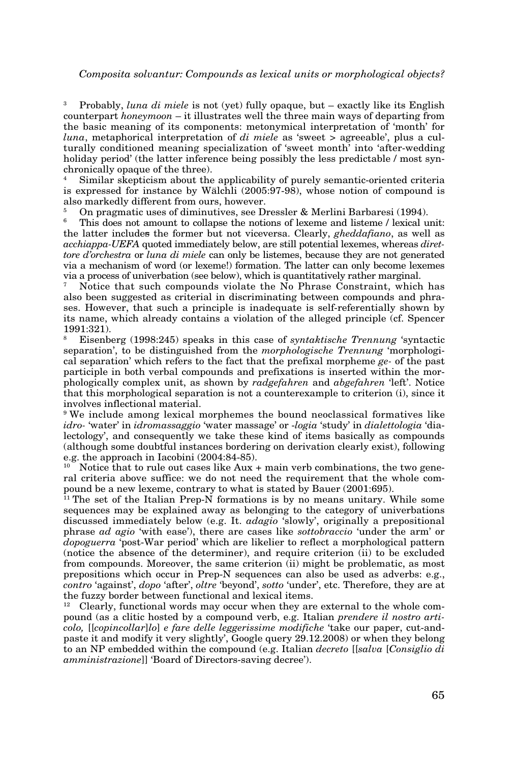[3] Probably, *luna di miele* is not (yet) fully opaque, but – exactly like its English counterpart *honeymoon* – it illustrates well the three main ways of departing from the basic meaning of its components: metonymical interpretation of 'month' for *luna*, metaphorical interpretation of *di miele* as 'sweet > agreeable', plus a culturally conditioned meaning specialization of 'sweet month' into 'after-wedding holiday period' (the latter inference being possibly the less predictable / most synchronically opaque of the three).

[4] Similar skepticism about the applicability of purely semantic-oriented criteria is expressed for instance by Wälchli (2005:97-98), whose notion of compound is also markedly different from ours, however.

[5] On pragmatic uses of diminutives, see Dressler & Merlini Barbaresi (1994).

[6] This does not amount to collapse the notions of lexeme and listeme / lexical unit: the latter includes the former but not viceversa. Clearly, *gheddafiano*, as well as *acchiappa-UEFA* quoted immediately below, are still potential lexemes, whereas *direttore d'orchestra* or *luna di miele* can only be listemes, because they are not generated via a mechanism of word (or lexeme!) formation. The latter can only become lexemes via a process of univerbation (see below), which is quantitatively rather marginal.

[7] Notice that such compounds violate the No Phrase Constraint, which has also been suggested as criterial in discriminating between compounds and phrases. However, that such a principle is inadequate is self-referentially shown by its name, which already contains a violation of the alleged principle (cf. Spencer 1991:321).

[8] Eisenberg (1998:245) speaks in this case of *syntaktische Trennung* 'syntactic separation', to be distinguished from the *morphologische Trennung* 'morphological separation' which refers to the fact that the prefixal morpheme *ge-* of the past participle in both verbal compounds and prefixations is inserted within the morphologically complex unit, as shown by *radgefahren* and *abgefahren* 'left'. Notice that this morphological separation is not a counterexample to criterion (i), since it involves inflectional material.

[9] We include among lexical morphemes the bound neoclassical formatives like *idro-* 'water' in *idromassaggio* 'water massage' or *-logia* 'study' in *dialettologia* 'dialectology', and consequently we take these kind of items basically as compounds (although some doubtful instances bordering on derivation clearly exist), following e.g. the approach in Iacobini (2004:84-85).

[10] Notice that to rule out cases like Aux + main verb combinations, the two general criteria above suffice: we do not need the requirement that the whole compound be a new lexeme, contrary to what is stated by Bauer (2001:695).

[11] The set of the Italian Prep-N formations is by no means unitary. While some sequences may be explained away as belonging to the category of univerbations discussed immediately below (e.g. It. *adagio* 'slowly', originally a prepositional phrase *ad agio* 'with ease'), there are cases like *sottobraccio* 'under the arm' or *dopoguerra* 'post-War period' which are likelier to reflect a morphological pattern (notice the absence of the determiner), and require criterion (ii) to be excluded from compounds. Moreover, the same criterion (ii) might be problematic, as most prepositions which occur in Prep-N sequences can also be used as adverbs: e.g., *contro* 'against', *dopo* 'after', *oltre* 'beyond', *sotto* 'under', etc. Therefore, they are at the fuzzy border between functional and lexical items.

[12] Clearly, functional words may occur when they are external to the whole compound (as a clitic hosted by a compound verb, e.g. Italian *prendere il nostro articolo,* [[*copincollar*]*lo*] *e fare delle leggerissime modifiche* 'take our paper, cut-and-paste it and modify it very slightly', Google query 29.12.2008) or when they belong to an NP embedded within the compound (e.g. Italian *decreto* [[*salva* [*Consiglio di amministrazione*]] 'Board of Directors-saving decree').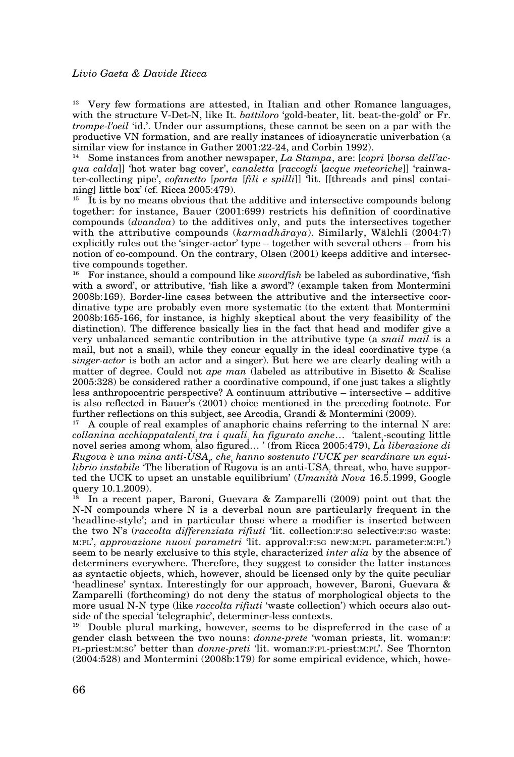[13] Very few formations are attested, in Italian and other Romance languages, with the structure V-Det-N, like It. *battiloro* 'gold-beater, lit. beat-the-gold' or Fr. *trompe-l'oeil* 'id.'. Under our assumptions, these cannot be seen on a par with the productive VN formation, and are really instances of idiosyncratic univerbation (a similar view for instance in Gather 2001:22-24, and Corbin 1992).

[14] Some instances from another newspaper, *La Stampa*, are: [*copri* [*borsa dell'acqua calda*]] 'hot water bag cover', *canaletta* [*raccogli* [*acque meteoriche*]] 'rainwater-collecting pipe', *cofanetto* [*porta* [*fili e spilli*]] 'lit. [[threads and pins] containing] little box' (cf. Ricca 2005:479).

[15] It is by no means obvious that the additive and intersective compounds belong together: for instance, Bauer (2001:699) restricts his definition of coordinative compounds (*dvandva*) to the additives only, and puts the intersectives together with the attributive compounds (*karmadhāraya*). Similarly, Wälchli (2004:7) explicitly rules out the 'singer-actor' type – together with several others – from his notion of co-compound. On the contrary, Olsen (2001) keeps additive and intersective compounds together.

[16] For instance, should a compound like *swordfish* be labeled as subordinative, 'fish with a sword', or attributive, 'fish like a sword'? (example taken from Montermini 2008b:169). Border-line cases between the attributive and the intersective coordinative type are probably even more systematic (to the extent that Montermini 2008b:165-166, for instance, is highly skeptical about the very feasibility of the distinction). The difference basically lies in the fact that head and modifer give a very unbalanced semantic contribution in the attributive type (a *snail mail* is a mail, but not a snail), while they concur equally in the ideal coordinative type (a *singer-actor* is both an actor and a singer). But here we are clearly dealing with a matter of degree. Could not *ape man* (labeled as attributive in Bisetto & Scalise 2005:328) be considered rather a coordinative compound, if one just takes a slightly less anthropocentric perspective? A continuum attributive – intersective – additive is also reflected in Bauer's (2001) choice mentioned in the preceding footnote. For further reflections on this subject, see Arcodia, Grandi & Montermini (2009).

[17] A couple of real examples of anaphoric chains referring to the internal N are: *collanina acchiappatalenti$_i$ tra i quali$_i$ ha figurato anche…* 'talent$_i$-scouting little novel series among whom$_i$ also figured… ' (from Ricca 2005:479), *La liberazione di Rugova è una mina anti-USA$_i$, che$_i$ hanno sostenuto l'UCK per scardinare un equilibrio instabile* 'The liberation of Rugova is an anti-USA$_i$ threat, who$_i$ have supported the UCK to upset an unstable equilibrium' (*Umanità Nova* 16.5.1999, Google query 10.1.2009).

[18] In a recent paper, Baroni, Guevara & Zamparelli (2009) point out that the N-N compounds where N is a deverbal noun are particularly frequent in the 'headline-style'; and in particular those where a modifier is inserted between the two N's (*raccolta differenziata rifiuti* 'lit. collection:F:SG selective:F:SG waste: M:PL', *approvazione nuovi parametri* 'lit. approval:F:SG new:M:PL parameter:M:PL') seem to be nearly exclusive to this style, characterized *inter alia* by the absence of determiners everywhere. Therefore, they suggest to consider the latter instances as syntactic objects, which, however, should be licensed only by the quite peculiar 'headlinese' syntax. Interestingly for our approach, however, Baroni, Guevara & Zamparelli (forthcoming) do not deny the status of morphological objects to the more usual N-N type (like *raccolta rifiuti* 'waste collection') which occurs also outside of the special 'telegraphic', determiner-less contexts.

[19] Double plural marking, however, seems to be dispreferred in the case of a gender clash between the two nouns: *donne-prete* 'woman priests, lit. woman:F:PL-priest:M:SG' better than *donne-preti* 'lit. woman:F:PL-priest:M:PL'. See Thornton (2004:528) and Montermini (2008b:179) for some empirical evidence, which, howe-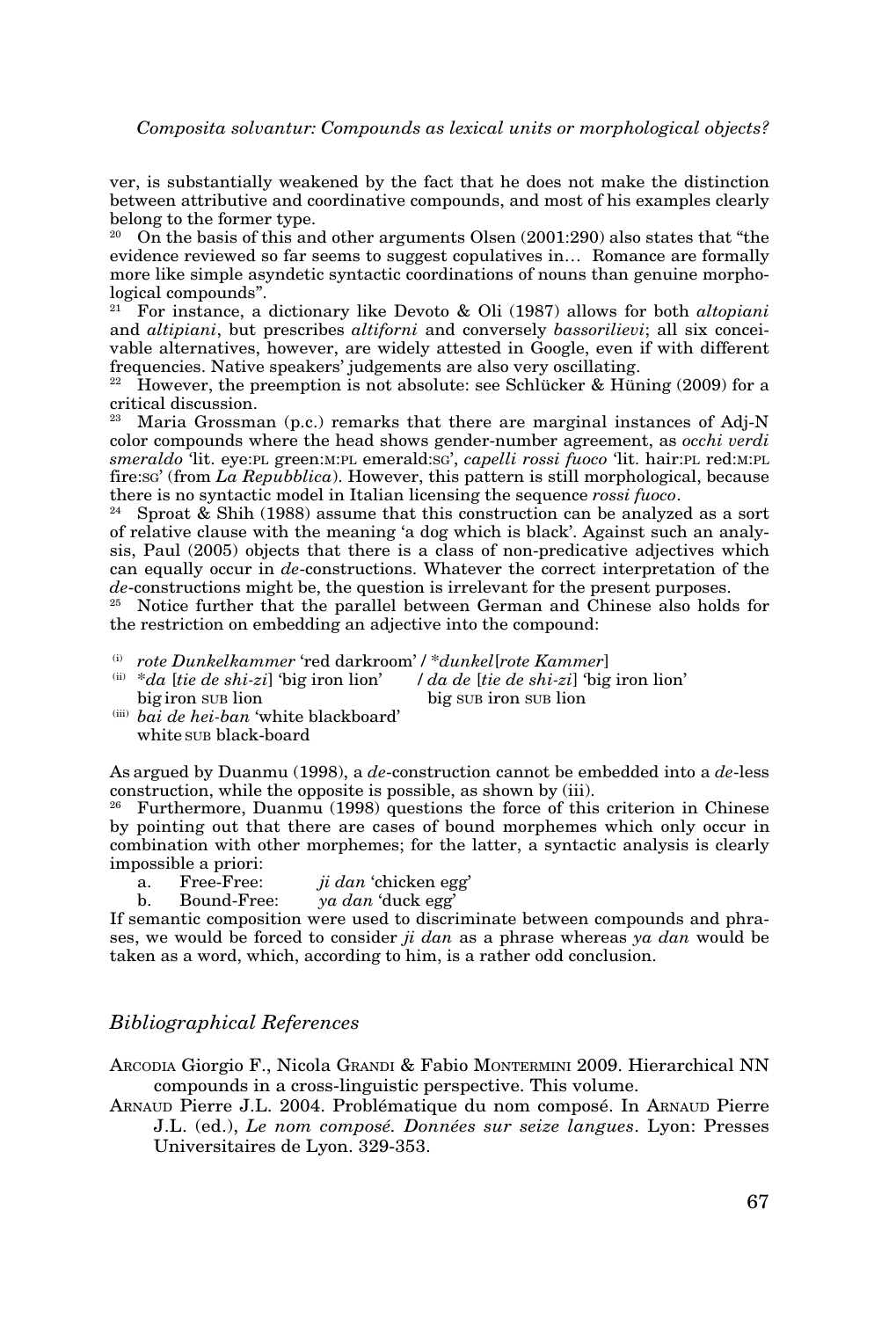ver, is substantially weakened by the fact that he does not make the distinction between attributive and coordinative compounds, and most of his examples clearly belong to the former type.

[20] On the basis of this and other arguments Olsen (2001:290) also states that "the evidence reviewed so far seems to suggest copulatives in… Romance are formally more like simple asyndetic syntactic coordinations of nouns than genuine morphological compounds".

[21] For instance, a dictionary like Devoto & Oli (1987) allows for both *altopiani* and *altipiani*, but prescribes *altiforni* and conversely *bassorilievi*; all six conceivable alternatives, however, are widely attested in Google, even if with different frequencies. Native speakers' judgements are also very oscillating.

[22] However, the preemption is not absolute: see Schlücker & Hüning (2009) for a critical discussion.

[23] Maria Grossman (p.c.) remarks that there are marginal instances of Adj-N color compounds where the head shows gender-number agreement, as *occhi verdi smeraldo* 'lit. eye:PL green:M:PL emerald:SG', *capelli rossi fuoco* 'lit. hair:PL red:M:PL fire:SG' (from *La Repubblica*). However, this pattern is still morphological, because there is no syntactic model in Italian licensing the sequence *rossi fuoco*.

[24] Sproat & Shih (1988) assume that this construction can be analyzed as a sort of relative clause with the meaning 'a dog which is black'. Against such an analysis, Paul (2005) objects that there is a class of non-predicative adjectives which can equally occur in *de*-constructions. Whatever the correct interpretation of the *de*-constructions might be, the question is irrelevant for the present purposes.

[25] Notice further that the parallel between German and Chinese also holds for the restriction on embedding an adjective into the compound:

(i) *rote Dunkelkammer* 'red darkroom' / **dunkel*[*rote Kammer*]
(ii) **da* [*tie de shi-zi*] 'big iron lion' / *da de* [*tie de shi-zi*] 'big iron lion'
   big iron SUB lion — big SUB iron SUB lion
(iii) *bai de hei-ban* 'white blackboard'
   white SUB black-board

As argued by Duanmu (1998), a *de*-construction cannot be embedded into a *de*-less construction, while the opposite is possible, as shown by (iii).

[26] Furthermore, Duanmu (1998) questions the force of this criterion in Chinese by pointing out that there are cases of bound morphemes which only occur in combination with other morphemes; for the latter, a syntactic analysis is clearly impossible a priori:

a. Free-Free: *ji dan* 'chicken egg'
b. Bound-Free: *ya dan* 'duck egg'

If semantic composition were used to discriminate between compounds and phrases, we would be forced to consider *ji dan* as a phrase whereas *ya dan* would be taken as a word, which, according to him, is a rather odd conclusion.

## *Bibliographical References*

ARCODIA Giorgio F., Nicola GRANDI & Fabio MONTERMINI 2009. Hierarchical NN compounds in a cross-linguistic perspective. This volume.

ARNAUD Pierre J.L. 2004. Problématique du nom composé. In ARNAUD Pierre J.L. (ed.), *Le nom composé. Données sur seize langues*. Lyon: Presses Universitaires de Lyon. 329-353.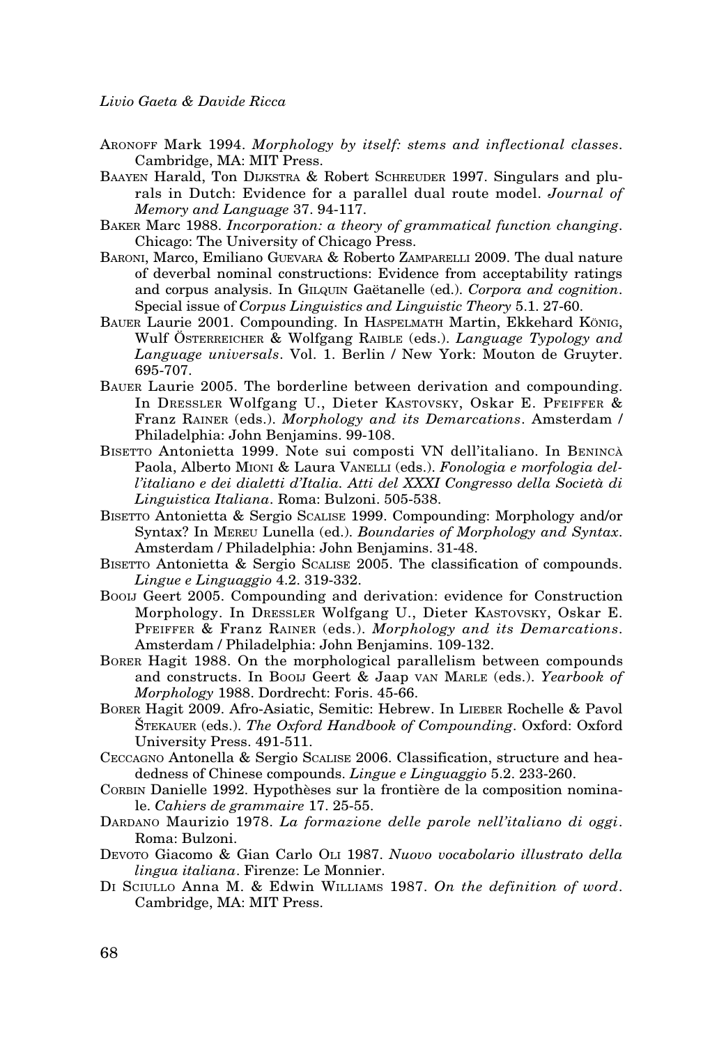Aronoff Mark 1994. *Morphology by itself: stems and inflectional classes*. Cambridge, MA: MIT Press.

Baayen Harald, Ton Dijkstra & Robert Schreuder 1997. Singulars and plurals in Dutch: Evidence for a parallel dual route model. *Journal of Memory and Language* 37. 94-117.

Baker Marc 1988. *Incorporation: a theory of grammatical function changing*. Chicago: The University of Chicago Press.

Baroni, Marco, Emiliano Guevara & Roberto Zamparelli 2009. The dual nature of deverbal nominal constructions: Evidence from acceptability ratings and corpus analysis. In Gilquin Gaëtanelle (ed.). *Corpora and cognition*. Special issue of *Corpus Linguistics and Linguistic Theory* 5.1. 27-60.

Bauer Laurie 2001. Compounding. In Haspelmath Martin, Ekkehard König, Wulf Österreicher & Wolfgang Raible (eds.). *Language Typology and Language universals*. Vol. 1. Berlin / New York: Mouton de Gruyter. 695-707.

Bauer Laurie 2005. The borderline between derivation and compounding. In Dressler Wolfgang U., Dieter Kastovsky, Oskar E. Pfeiffer & Franz Rainer (eds.). *Morphology and its Demarcations*. Amsterdam / Philadelphia: John Benjamins. 99-108.

Bisetto Antonietta 1999. Note sui composti VN dell'italiano. In Benincà Paola, Alberto Mioni & Laura Vanelli (eds.). *Fonologia e morfologia dell'italiano e dei dialetti d'Italia. Atti del XXXI Congresso della Società di Linguistica Italiana*. Roma: Bulzoni. 505-538.

Bisetto Antonietta & Sergio Scalise 1999. Compounding: Morphology and/or Syntax? In Mereu Lunella (ed.). *Boundaries of Morphology and Syntax*. Amsterdam / Philadelphia: John Benjamins. 31-48.

Bisetto Antonietta & Sergio Scalise 2005. The classification of compounds. *Lingue e Linguaggio* 4.2. 319-332.

Booij Geert 2005. Compounding and derivation: evidence for Construction Morphology. In Dressler Wolfgang U., Dieter Kastovsky, Oskar E. Pfeiffer & Franz Rainer (eds.). *Morphology and its Demarcations*. Amsterdam / Philadelphia: John Benjamins. 109-132.

Borer Hagit 1988. On the morphological parallelism between compounds and constructs. In Booij Geert & Jaap van Marle (eds.). *Yearbook of Morphology* 1988. Dordrecht: Foris. 45-66.

Borer Hagit 2009. Afro-Asiatic, Semitic: Hebrew. In Lieber Rochelle & Pavol Štekauer (eds.). *The Oxford Handbook of Compounding*. Oxford: Oxford University Press. 491-511.

Ceccagno Antonella & Sergio Scalise 2006. Classification, structure and headedness of Chinese compounds. *Lingue e Linguaggio* 5.2. 233-260.

Corbin Danielle 1992. Hypothèses sur la frontière de la composition nominale. *Cahiers de grammaire* 17. 25-55.

Dardano Maurizio 1978. *La formazione delle parole nell'italiano di oggi*. Roma: Bulzoni.

Devoto Giacomo & Gian Carlo Oli 1987. *Nuovo vocabolario illustrato della lingua italiana*. Firenze: Le Monnier.

Di Sciullo Anna M. & Edwin Williams 1987. *On the definition of word*. Cambridge, MA: MIT Press.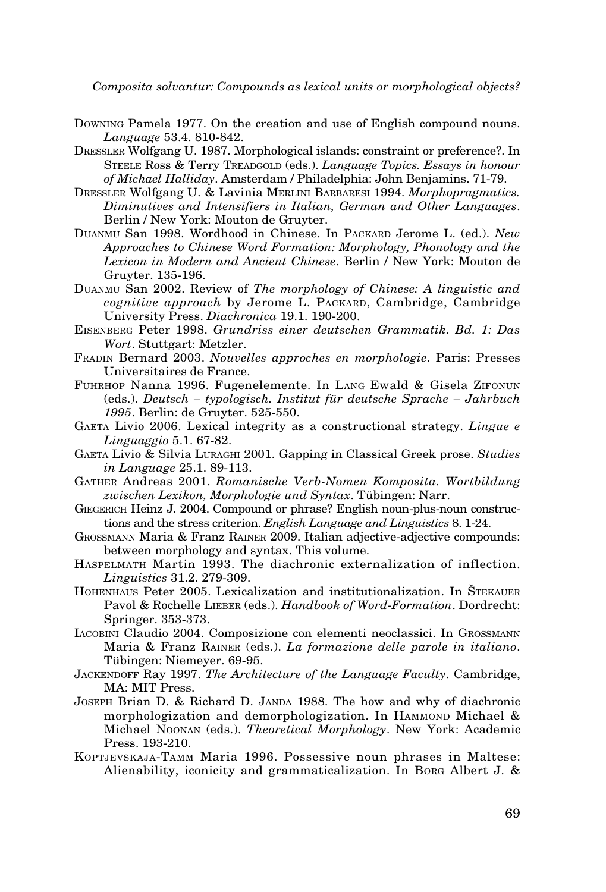Downing Pamela 1977. On the creation and use of English compound nouns. *Language* 53.4. 810-842.

Dressler Wolfgang U. 1987. Morphological islands: constraint or preference?. In Steele Ross & Terry Treadgold (eds.). *Language Topics. Essays in honour of Michael Halliday*. Amsterdam / Philadelphia: John Benjamins. 71-79.

Dressler Wolfgang U. & Lavinia Merlini Barbaresi 1994. *Morphopragmatics. Diminutives and Intensifiers in Italian, German and Other Languages*. Berlin / New York: Mouton de Gruyter.

Duanmu San 1998. Wordhood in Chinese. In Packard Jerome L. (ed.). *New Approaches to Chinese Word Formation: Morphology, Phonology and the Lexicon in Modern and Ancient Chinese*. Berlin / New York: Mouton de Gruyter. 135-196.

Duanmu San 2002. Review of *The morphology of Chinese: A linguistic and cognitive approach* by Jerome L. Packard, Cambridge, Cambridge University Press. *Diachronica* 19.1. 190-200.

Eisenberg Peter 1998. *Grundriss einer deutschen Grammatik. Bd. 1: Das Wort*. Stuttgart: Metzler.

Fradin Bernard 2003. *Nouvelles approches en morphologie*. Paris: Presses Universitaires de France.

Fuhrhop Nanna 1996. Fugenelemente. In Lang Ewald & Gisela Zifonun (eds.). *Deutsch – typologisch. Institut für deutsche Sprache – Jahrbuch 1995*. Berlin: de Gruyter. 525-550.

Gaeta Livio 2006. Lexical integrity as a constructional strategy. *Lingue e Linguaggio* 5.1. 67-82.

Gaeta Livio & Silvia Luraghi 2001. Gapping in Classical Greek prose. *Studies in Language* 25.1. 89-113.

Gather Andreas 2001. *Romanische Verb-Nomen Komposita. Wortbildung zwischen Lexikon, Morphologie und Syntax*. Tübingen: Narr.

Giegerich Heinz J. 2004. Compound or phrase? English noun-plus-noun constructions and the stress criterion. *English Language and Linguistics* 8. 1-24.

Grossmann Maria & Franz Rainer 2009. Italian adjective-adjective compounds: between morphology and syntax. This volume.

Haspelmath Martin 1993. The diachronic externalization of inflection. *Linguistics* 31.2. 279-309.

Hohenhaus Peter 2005. Lexicalization and institutionalization. In Štekauer Pavol & Rochelle Lieber (eds.). *Handbook of Word-Formation*. Dordrecht: Springer. 353-373.

Iacobini Claudio 2004. Composizione con elementi neoclassici. In Grossmann Maria & Franz Rainer (eds.). *La formazione delle parole in italiano*. Tübingen: Niemeyer. 69-95.

Jackendoff Ray 1997. *The Architecture of the Language Faculty*. Cambridge, MA: MIT Press.

Joseph Brian D. & Richard D. Janda 1988. The how and why of diachronic morphologization and demorphologization. In Hammond Michael & Michael Noonan (eds.). *Theoretical Morphology*. New York: Academic Press. 193-210.

Koptjevskaja-Tamm Maria 1996. Possessive noun phrases in Maltese: Alienability, iconicity and grammaticalization. In Borg Albert J. &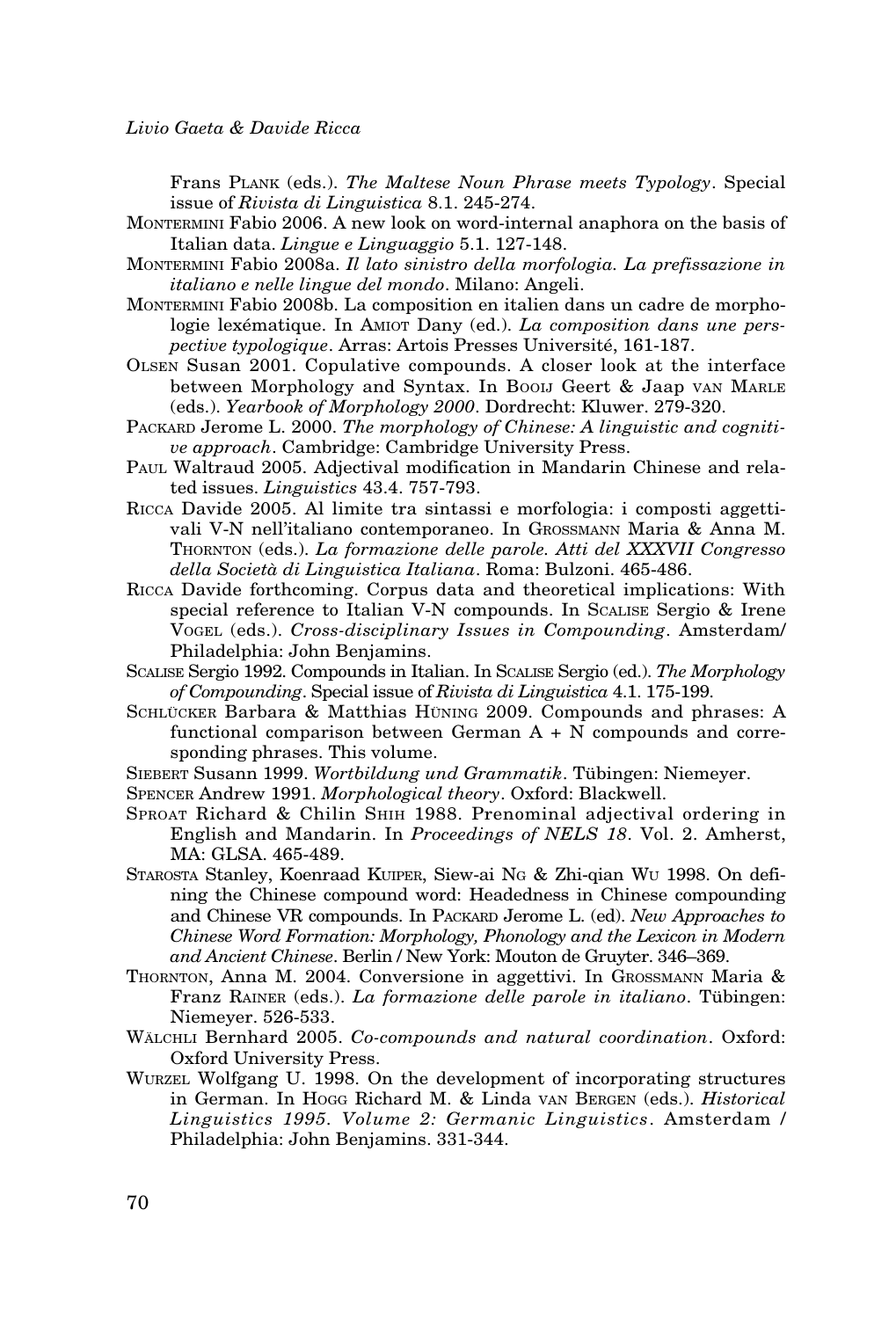Frans Plank (eds.). *The Maltese Noun Phrase meets Typology*. Special issue of *Rivista di Linguistica* 8.1. 245-274.

Montermini Fabio 2006. A new look on word-internal anaphora on the basis of Italian data. *Lingue e Linguaggio* 5.1. 127-148.

Montermini Fabio 2008a. *Il lato sinistro della morfologia. La prefissazione in italiano e nelle lingue del mondo*. Milano: Angeli.

Montermini Fabio 2008b. La composition en italien dans un cadre de morphologie lexématique. In Amiot Dany (ed.). *La composition dans une perspective typologique*. Arras: Artois Presses Université, 161-187.

Olsen Susan 2001. Copulative compounds. A closer look at the interface between Morphology and Syntax. In Booij Geert & Jaap van Marle (eds.). *Yearbook of Morphology 2000*. Dordrecht: Kluwer. 279-320.

Packard Jerome L. 2000. *The morphology of Chinese: A linguistic and cognitive approach*. Cambridge: Cambridge University Press.

Paul Waltraud 2005. Adjectival modification in Mandarin Chinese and related issues. *Linguistics* 43.4. 757-793.

Ricca Davide 2005. Al limite tra sintassi e morfologia: i composti aggettivali V-N nell'italiano contemporaneo. In Grossmann Maria & Anna M. Thornton (eds.). *La formazione delle parole. Atti del XXXVII Congresso della Società di Linguistica Italiana*. Roma: Bulzoni. 465-486.

Ricca Davide forthcoming. Corpus data and theoretical implications: With special reference to Italian V-N compounds. In Scalise Sergio & Irene Vogel (eds.). *Cross-disciplinary Issues in Compounding*. Amsterdam/ Philadelphia: John Benjamins.

Scalise Sergio 1992. Compounds in Italian. In Scalise Sergio (ed.). *The Morphology of Compounding*. Special issue of *Rivista di Linguistica* 4.1. 175-199.

Schlücker Barbara & Matthias Hüning 2009. Compounds and phrases: A functional comparison between German A + N compounds and corresponding phrases. This volume.

Siebert Susann 1999. *Wortbildung und Grammatik*. Tübingen: Niemeyer.

Spencer Andrew 1991. *Morphological theory*. Oxford: Blackwell.

Sproat Richard & Chilin Shih 1988. Prenominal adjectival ordering in English and Mandarin. In *Proceedings of NELS 18*. Vol. 2. Amherst, MA: GLSA. 465-489.

Starosta Stanley, Koenraad Kuiper, Siew-ai Ng & Zhi-qian Wu 1998. On defining the Chinese compound word: Headedness in Chinese compounding and Chinese VR compounds. In Packard Jerome L. (ed). *New Approaches to Chinese Word Formation: Morphology, Phonology and the Lexicon in Modern and Ancient Chinese*. Berlin / New York: Mouton de Gruyter. 346–369.

Thornton, Anna M. 2004. Conversione in aggettivi. In Grossmann Maria & Franz Rainer (eds.). *La formazione delle parole in italiano*. Tübingen: Niemeyer. 526-533.

Wälchli Bernhard 2005. *Co-compounds and natural coordination*. Oxford: Oxford University Press.

Wurzel Wolfgang U. 1998. On the development of incorporating structures in German. In Hogg Richard M. & Linda van Bergen (eds.). *Historical Linguistics 1995. Volume 2: Germanic Linguistics*. Amsterdam / Philadelphia: John Benjamins. 331-344.